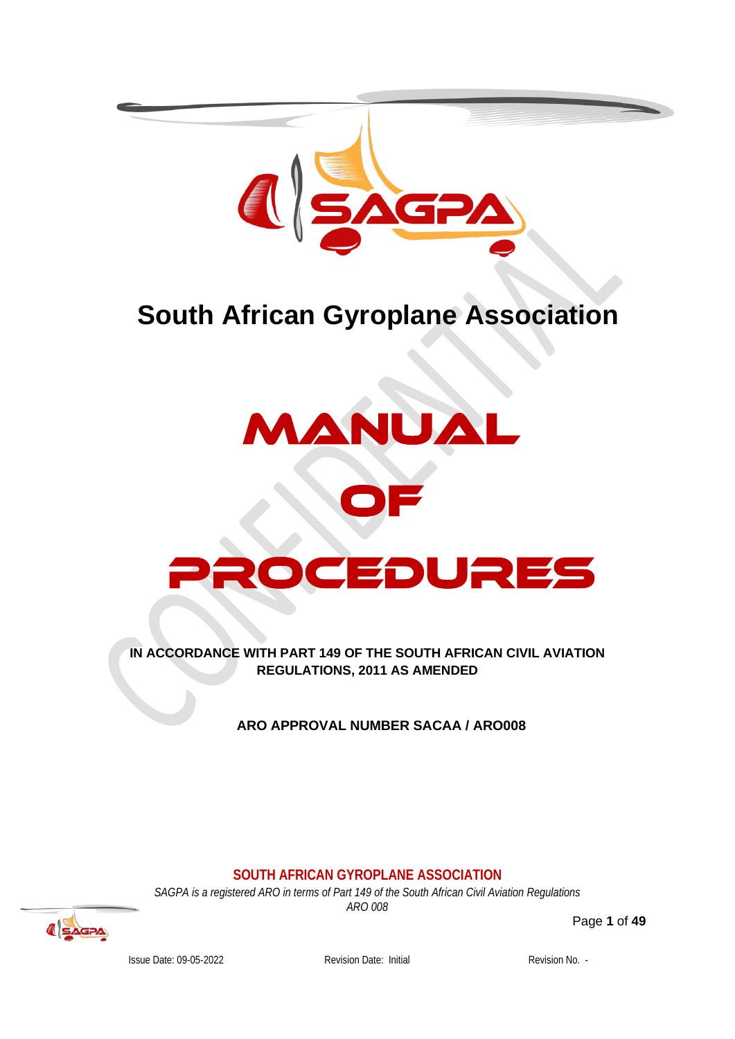# South African Gyroplane Association

# MANUAL OF PROCEDURES

**IN ACCORDANCE WITH PART 149 OF THE SOUTH AFRICAN CIVIL AVIATION REGULATIONS, 2011 AS AMENDED**

**ARO APPROVAL NUMBER SACAA / ARO008**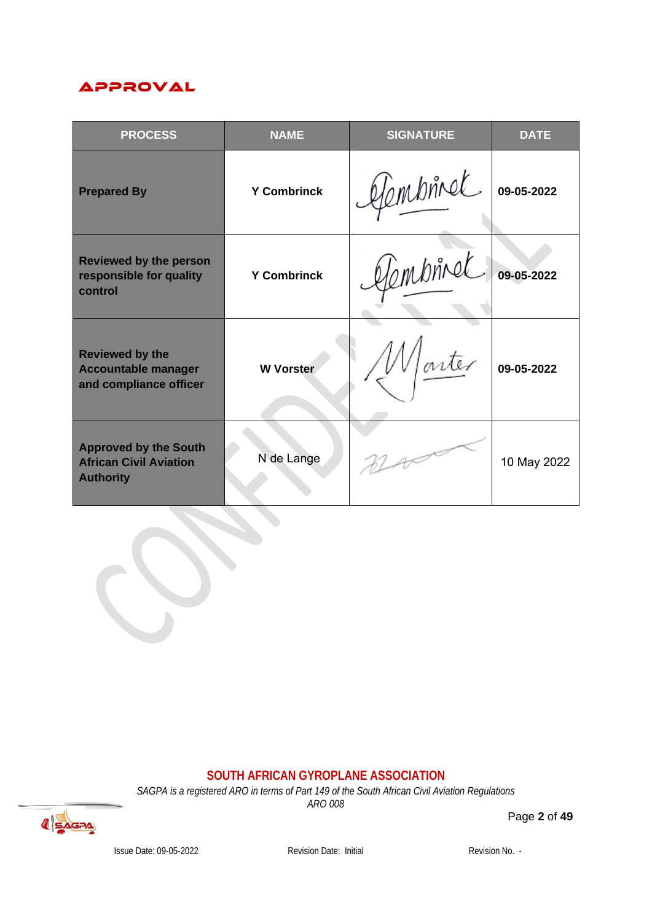# APPROVAL

| PROCESS | NAME | SIGNATURE | DATE |
|---|---|---|---|
| **Prepared By** | **Y Combrinck** | | **09-05-2022** |
| **Reviewed by the person responsible for quality control** | **Y Combrinck** | | **09-05-2022** |
| **Reviewed by the Accountable manager and compliance officer** | **W Vorster** | | **09-05-2022** |
| **Approved by the South African Civil Aviation Authority** | N de Lange | | 10 May 2022 |

**SOUTH AFRICAN GYROPLANE ASSOCIATION**

*SAGPA is a registered ARO in terms of Part 149 of the South African Civil Aviation Regulations*
*ARO 008*

Issue Date: 09-05-2022 Revision Date: Initial Revision No. -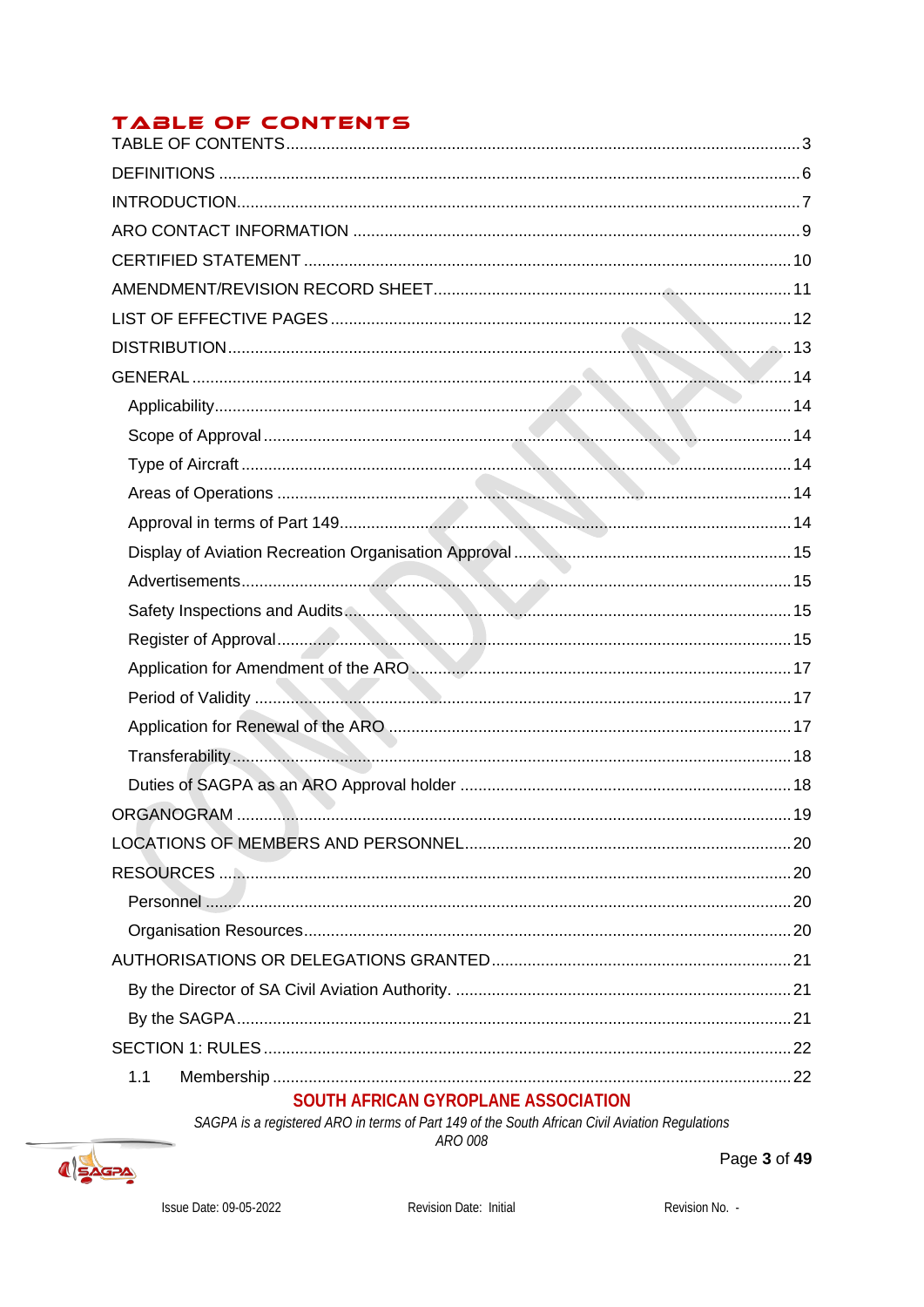# TABLE OF CONTENTS

TABLE OF CONTENTS ..... 3
DEFINITIONS ..... 6
INTRODUCTION ..... 7
ARO CONTACT INFORMATION ..... 9
CERTIFIED STATEMENT ..... 10
AMENDMENT/REVISION RECORD SHEET ..... 11
LIST OF EFFECTIVE PAGES ..... 12
DISTRIBUTION ..... 13
GENERAL ..... 14
- Applicability ..... 14
- Scope of Approval ..... 14
- Type of Aircraft ..... 14
- Areas of Operations ..... 14
- Approval in terms of Part 149 ..... 14
- Display of Aviation Recreation Organisation Approval ..... 15
- Advertisements ..... 15
- Safety Inspections and Audits ..... 15
- Register of Approval ..... 15
- Application for Amendment of the ARO ..... 17
- Period of Validity ..... 17
- Application for Renewal of the ARO ..... 17
- Transferability ..... 18
- Duties of SAGPA as an ARO Approval holder ..... 18

ORGANOGRAM ..... 19
LOCATIONS OF MEMBERS AND PERSONNEL ..... 20
RESOURCES ..... 20
- Personnel ..... 20
- Organisation Resources ..... 20

AUTHORISATIONS OR DELEGATIONS GRANTED ..... 21
- By the Director of SA Civil Aviation Authority. ..... 21
- By the SAGPA ..... 21

SECTION 1: RULES ..... 22
- 1.1 Membership ..... 22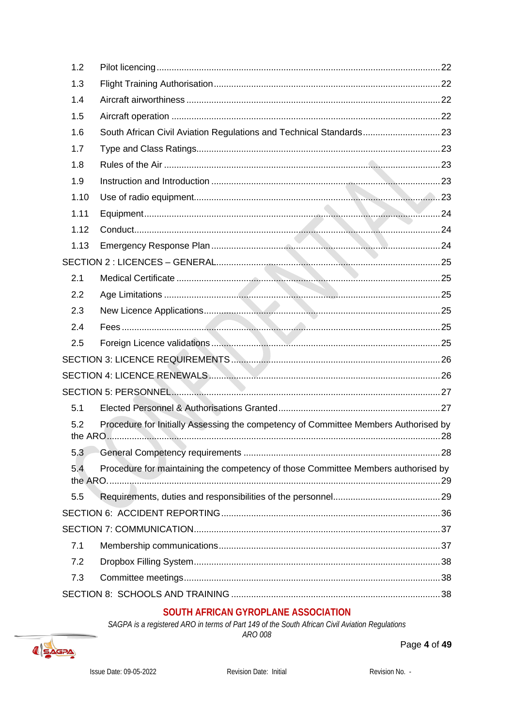| | | |
|---|---|---|
| 1.2 | Pilot licencing | 22 |
| 1.3 | Flight Training Authorisation | 22 |
| 1.4 | Aircraft airworthiness | 22 |
| 1.5 | Aircraft operation | 22 |
| 1.6 | South African Civil Aviation Regulations and Technical Standards | 23 |
| 1.7 | Type and Class Ratings | 23 |
| 1.8 | Rules of the Air | 23 |
| 1.9 | Instruction and Introduction | 23 |
| 1.10 | Use of radio equipment | 23 |
| 1.11 | Equipment | 24 |
| 1.12 | Conduct | 24 |
| 1.13 | Emergency Response Plan | 24 |
| SECTION 2 : LICENCES – GENERAL | | 25 |
| 2.1 | Medical Certificate | 25 |
| 2.2 | Age Limitations | 25 |
| 2.3 | New Licence Applications | 25 |
| 2.4 | Fees | 25 |
| 2.5 | Foreign Licence validations | 25 |
| SECTION 3: LICENCE REQUIREMENTS | | 26 |
| SECTION 4: LICENCE RENEWALS | | 26 |
| SECTION 5: PERSONNEL | | 27 |
| 5.1 | Elected Personnel & Authorisations Granted | 27 |
| 5.2 | Procedure for Initially Assessing the competency of Committee Members Authorised by the ARO | 28 |
| 5.3 | General Competency requirements | 28 |
| 5.4 | Procedure for maintaining the competency of those Committee Members authorised by the ARO. | 29 |
| 5.5 | Requirements, duties and responsibilities of the personnel | 29 |
| SECTION 6: ACCIDENT REPORTING | | 36 |
| SECTION 7: COMMUNICATION | | 37 |
| 7.1 | Membership communications | 37 |
| 7.2 | Dropbox Filling System | 38 |
| 7.3 | Committee meetings | 38 |
| SECTION 8: SCHOOLS AND TRAINING | | 38 |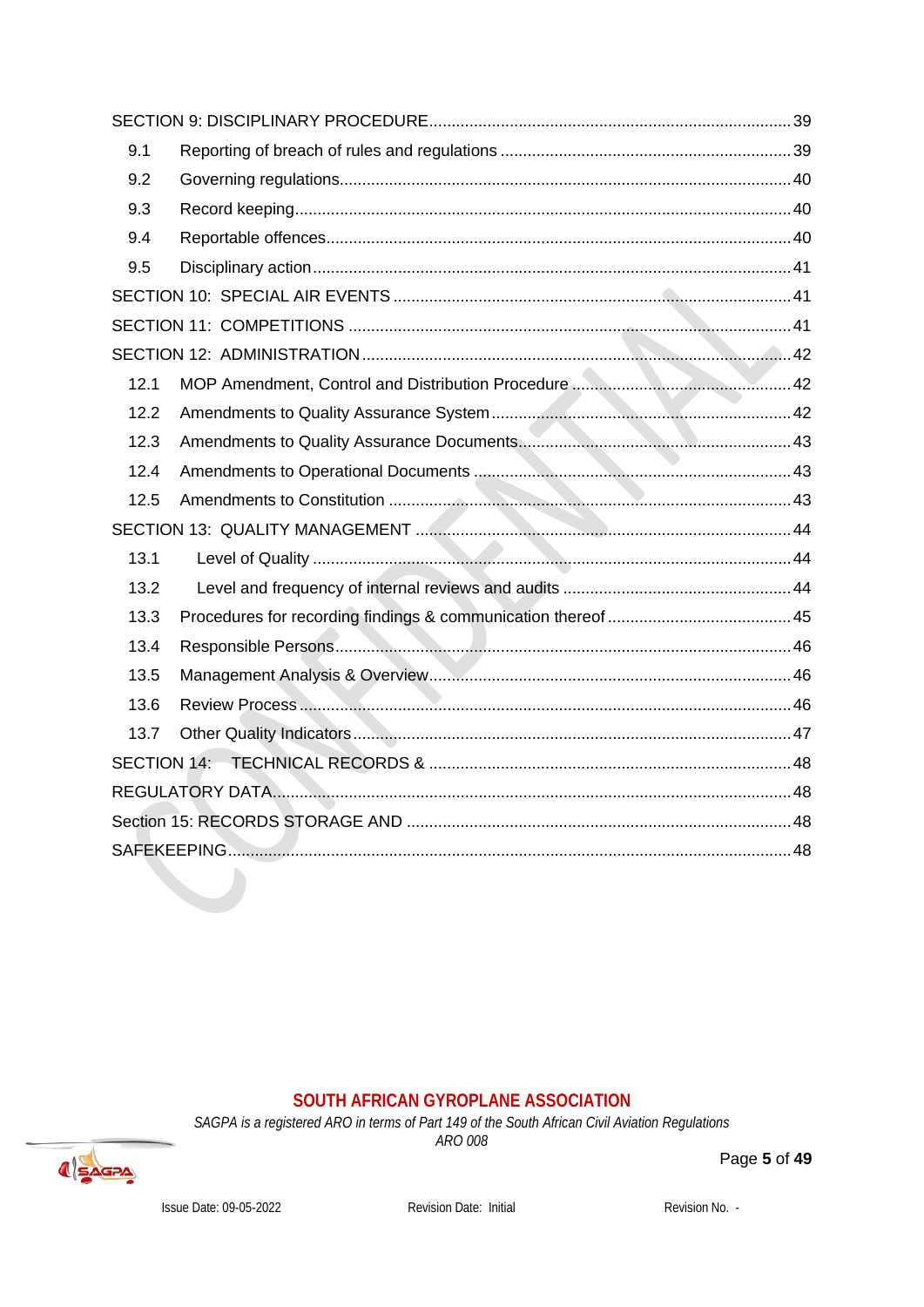SECTION 9: DISCIPLINARY PROCEDURE ........ 39

- 9.1 Reporting of breach of rules and regulations ........ 39
- 9.2 Governing regulations ........ 40
- 9.3 Record keeping ........ 40
- 9.4 Reportable offences ........ 40
- 9.5 Disciplinary action ........ 41

SECTION 10: SPECIAL AIR EVENTS ........ 41

SECTION 11: COMPETITIONS ........ 41

SECTION 12: ADMINISTRATION ........ 42

- 12.1 MOP Amendment, Control and Distribution Procedure ........ 42
- 12.2 Amendments to Quality Assurance System ........ 42
- 12.3 Amendments to Quality Assurance Documents ........ 43
- 12.4 Amendments to Operational Documents ........ 43
- 12.5 Amendments to Constitution ........ 43

SECTION 13: QUALITY MANAGEMENT ........ 44

- 13.1 Level of Quality ........ 44
- 13.2 Level and frequency of internal reviews and audits ........ 44
- 13.3 Procedures for recording findings & communication thereof ........ 45
- 13.4 Responsible Persons ........ 46
- 13.5 Management Analysis & Overview ........ 46
- 13.6 Review Process ........ 46
- 13.7 Other Quality Indicators ........ 47

SECTION 14: TECHNICAL RECORDS & ........ 48

REGULATORY DATA ........ 48

Section 15: RECORDS STORAGE AND ........ 48

SAFEKEEPING ........ 48

**SOUTH AFRICAN GYROPLANE ASSOCIATION**

*SAGPA is a registered ARO in terms of Part 149 of the South African Civil Aviation Regulations*

*ARO 008*

Issue Date: 09-05-2022 Revision Date: Initial Revision No. -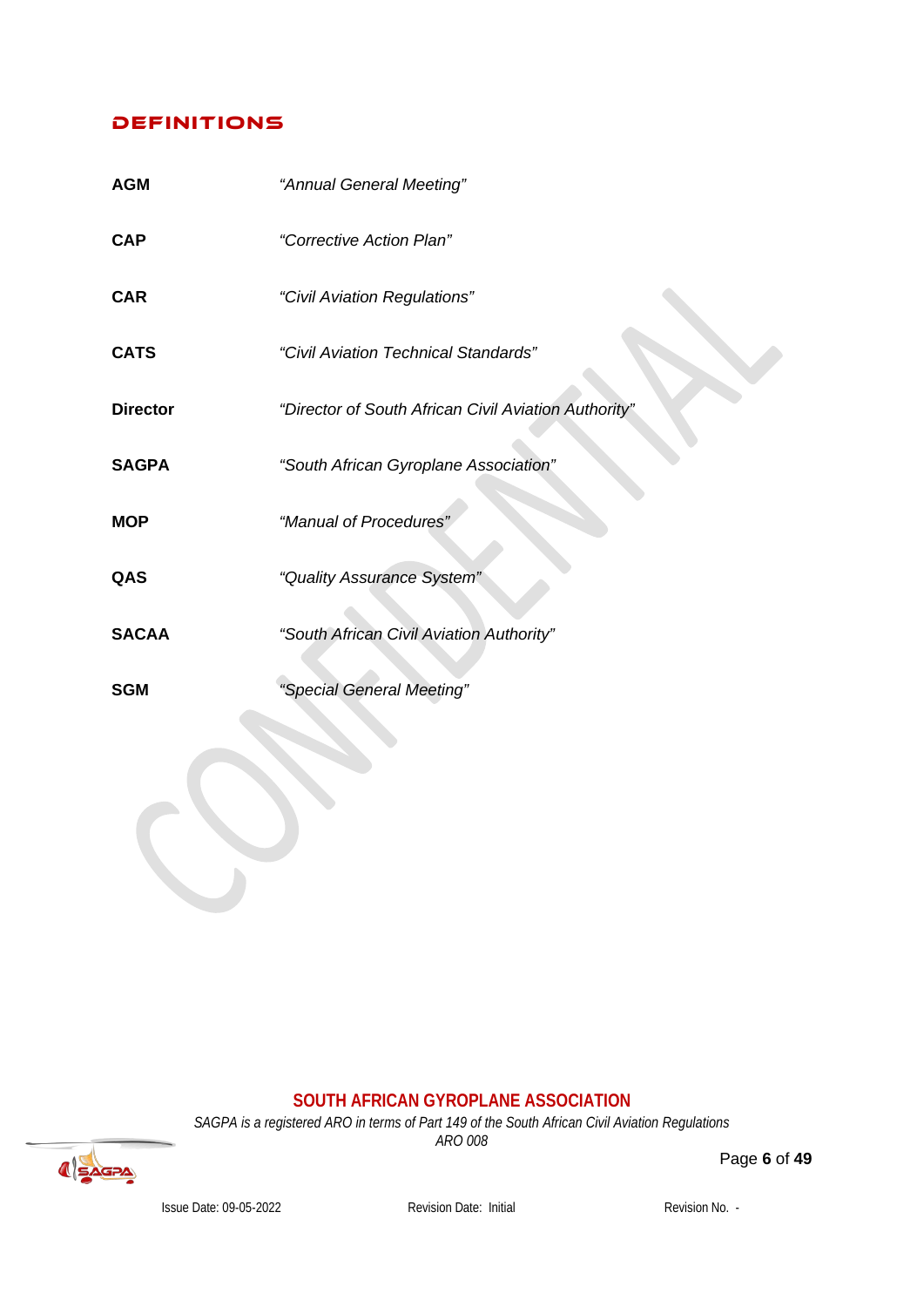# DEFINITIONS

| | |
|---|---|
| **AGM** | *"Annual General Meeting"* |
| **CAP** | *"Corrective Action Plan"* |
| **CAR** | *"Civil Aviation Regulations"* |
| **CATS** | *"Civil Aviation Technical Standards"* |
| **Director** | *"Director of South African Civil Aviation Authority"* |
| **SAGPA** | *"South African Gyroplane Association"* |
| **MOP** | *"Manual of Procedures"* |
| **QAS** | *"Quality Assurance System"* |
| **SACAA** | *"South African Civil Aviation Authority"* |
| **SGM** | *"Special General Meeting"* |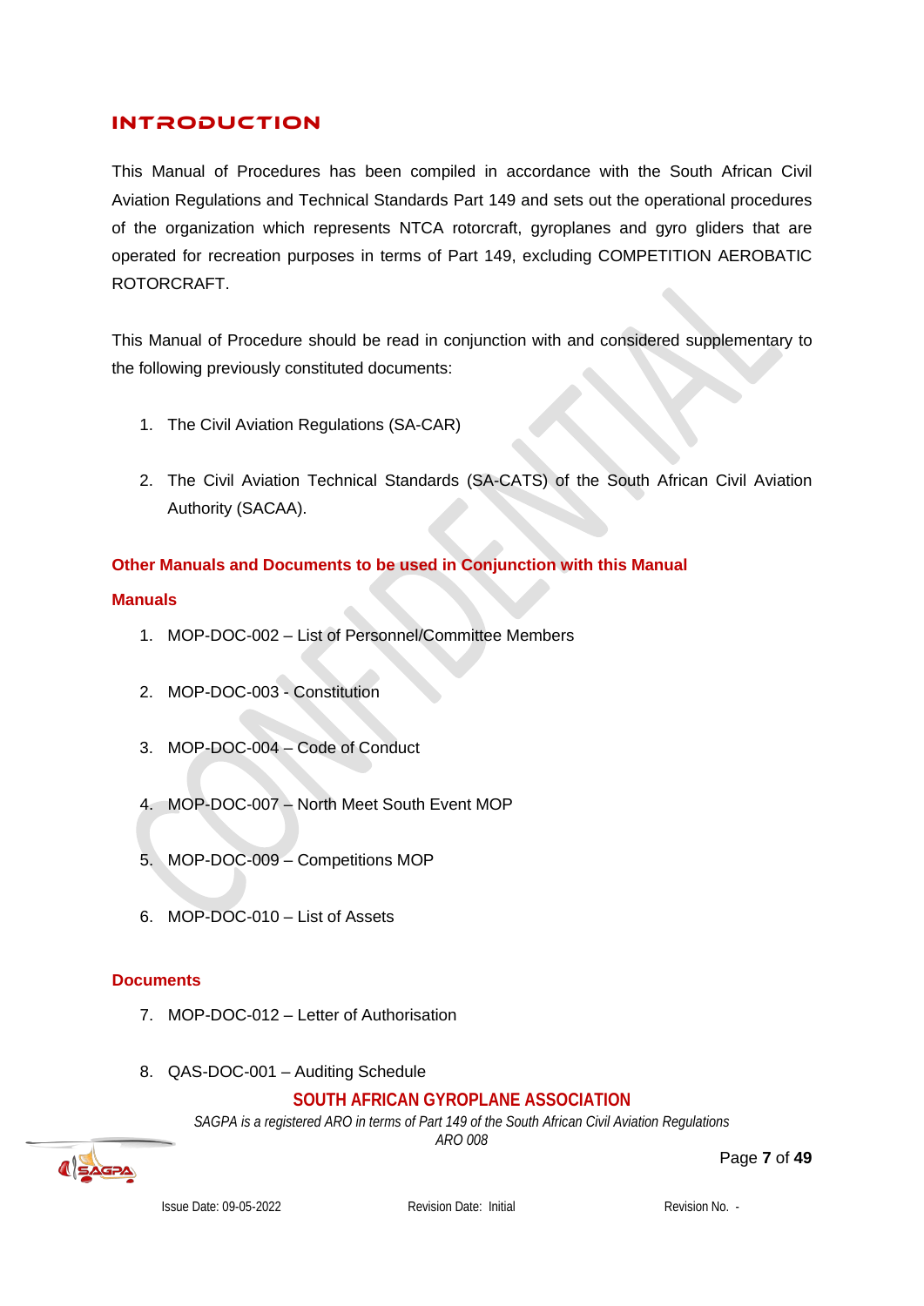# INTRODUCTION

This Manual of Procedures has been compiled in accordance with the South African Civil Aviation Regulations and Technical Standards Part 149 and sets out the operational procedures of the organization which represents NTCA rotorcraft, gyroplanes and gyro gliders that are operated for recreation purposes in terms of Part 149, excluding COMPETITION AEROBATIC ROTORCRAFT.

This Manual of Procedure should be read in conjunction with and considered supplementary to the following previously constituted documents:

1. The Civil Aviation Regulations (SA-CAR)
2. The Civil Aviation Technical Standards (SA-CATS) of the South African Civil Aviation Authority (SACAA).

## Other Manuals and Documents to be used in Conjunction with this Manual

### Manuals

1. MOP-DOC-002 – List of Personnel/Committee Members
2. MOP-DOC-003 - Constitution
3. MOP-DOC-004 – Code of Conduct
4. MOP-DOC-007 – North Meet South Event MOP
5. MOP-DOC-009 – Competitions MOP
6. MOP-DOC-010 – List of Assets

### Documents

7. MOP-DOC-012 – Letter of Authorisation
8. QAS-DOC-001 – Auditing Schedule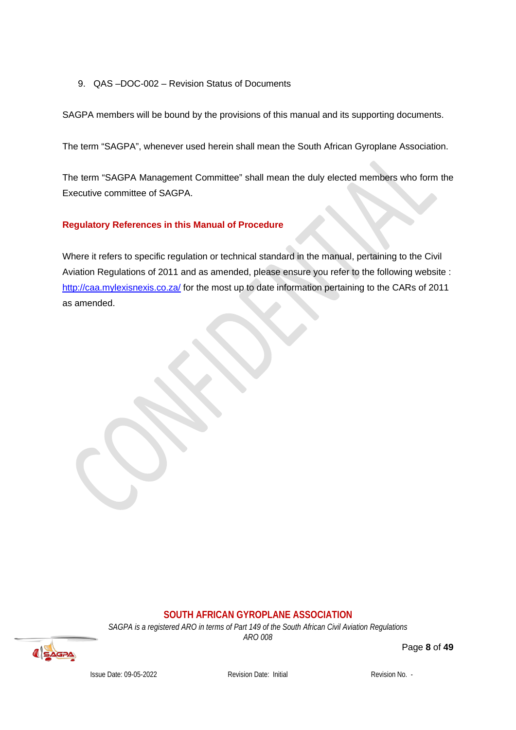9. QAS –DOC-002 – Revision Status of Documents

SAGPA members will be bound by the provisions of this manual and its supporting documents.

The term “SAGPA”, whenever used herein shall mean the South African Gyroplane Association.

The term “SAGPA Management Committee” shall mean the duly elected members who form the Executive committee of SAGPA.

**Regulatory References in this Manual of Procedure**

Where it refers to specific regulation or technical standard in the manual, pertaining to the Civil Aviation Regulations of 2011 and as amended, please ensure you refer to the following website : http://caa.mylexisnexis.co.za/ for the most up to date information pertaining to the CARs of 2011 as amended.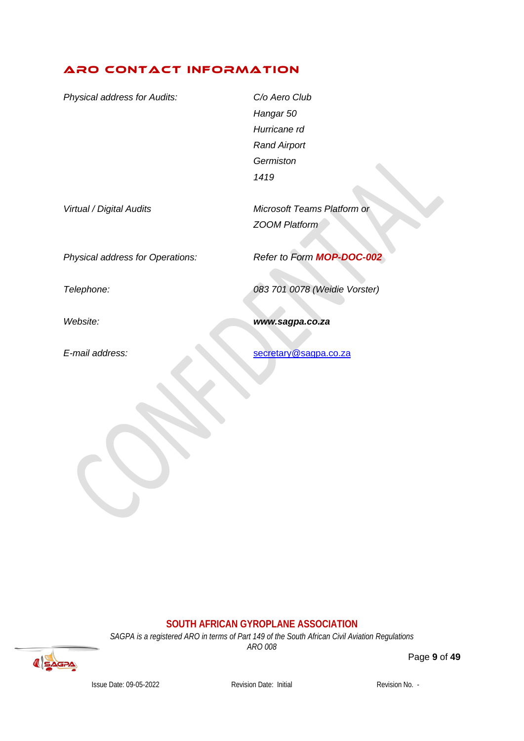## ARO CONTACT INFORMATION

| | |
|---|---|
| *Physical address for Audits:* | *C/o Aero Club*<br>*Hangar 50*<br>*Hurricane rd*<br>*Rand Airport*<br>*Germiston*<br>*1419* |
| *Virtual / Digital Audits* | *Microsoft Teams Platform or ZOOM Platform* |
| *Physical address for Operations:* | *Refer to Form* ***MOP-DOC-002*** |
| *Telephone:* | *083 701 0078 (Weidie Vorster)* |
| *Website:* | ***www.sagpa.co.za*** |
| *E-mail address:* | secretary@sagpa.co.za |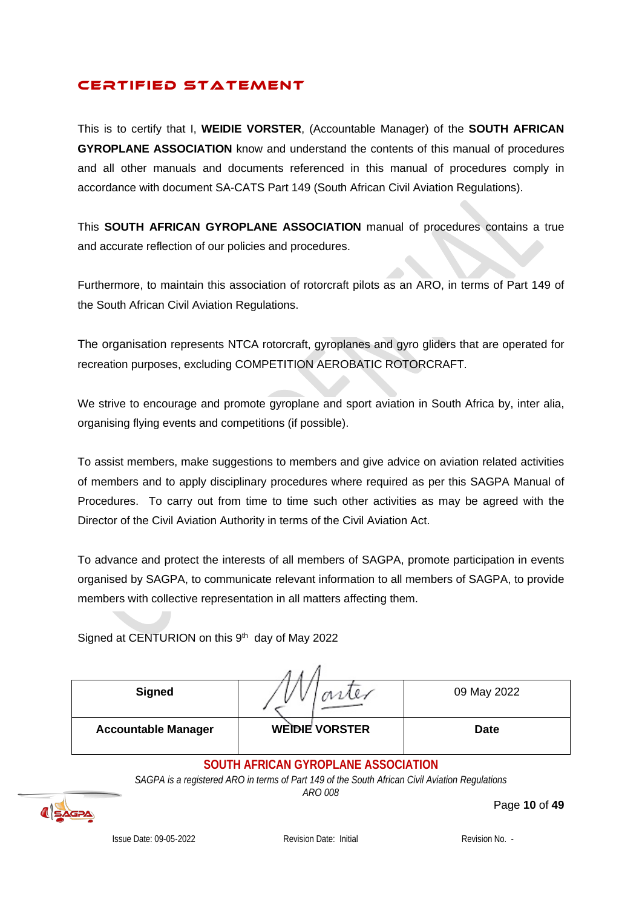# CERTIFIED STATEMENT

This is to certify that I, **WEIDIE VORSTER**, (Accountable Manager) of the **SOUTH AFRICAN GYROPLANE ASSOCIATION** know and understand the contents of this manual of procedures and all other manuals and documents referenced in this manual of procedures comply in accordance with document SA-CATS Part 149 (South African Civil Aviation Regulations).

This **SOUTH AFRICAN GYROPLANE ASSOCIATION** manual of procedures contains a true and accurate reflection of our policies and procedures.

Furthermore, to maintain this association of rotorcraft pilots as an ARO, in terms of Part 149 of the South African Civil Aviation Regulations.

The organisation represents NTCA rotorcraft, gyroplanes and gyro gliders that are operated for recreation purposes, excluding COMPETITION AEROBATIC ROTORCRAFT.

We strive to encourage and promote gyroplane and sport aviation in South Africa by, inter alia, organising flying events and competitions (if possible).

To assist members, make suggestions to members and give advice on aviation related activities of members and to apply disciplinary procedures where required as per this SAGPA Manual of Procedures. To carry out from time to time such other activities as may be agreed with the Director of the Civil Aviation Authority in terms of the Civil Aviation Act.

To advance and protect the interests of all members of SAGPA, promote participation in events organised by SAGPA, to communicate relevant information to all members of SAGPA, to provide members with collective representation in all matters affecting them.

Signed at CENTURION on this 9th day of May 2022

| **Signed** | *(signature)* | 09 May 2022 |
|---|---|---|
| **Accountable Manager** | **WEIDIE VORSTER** | **Date** |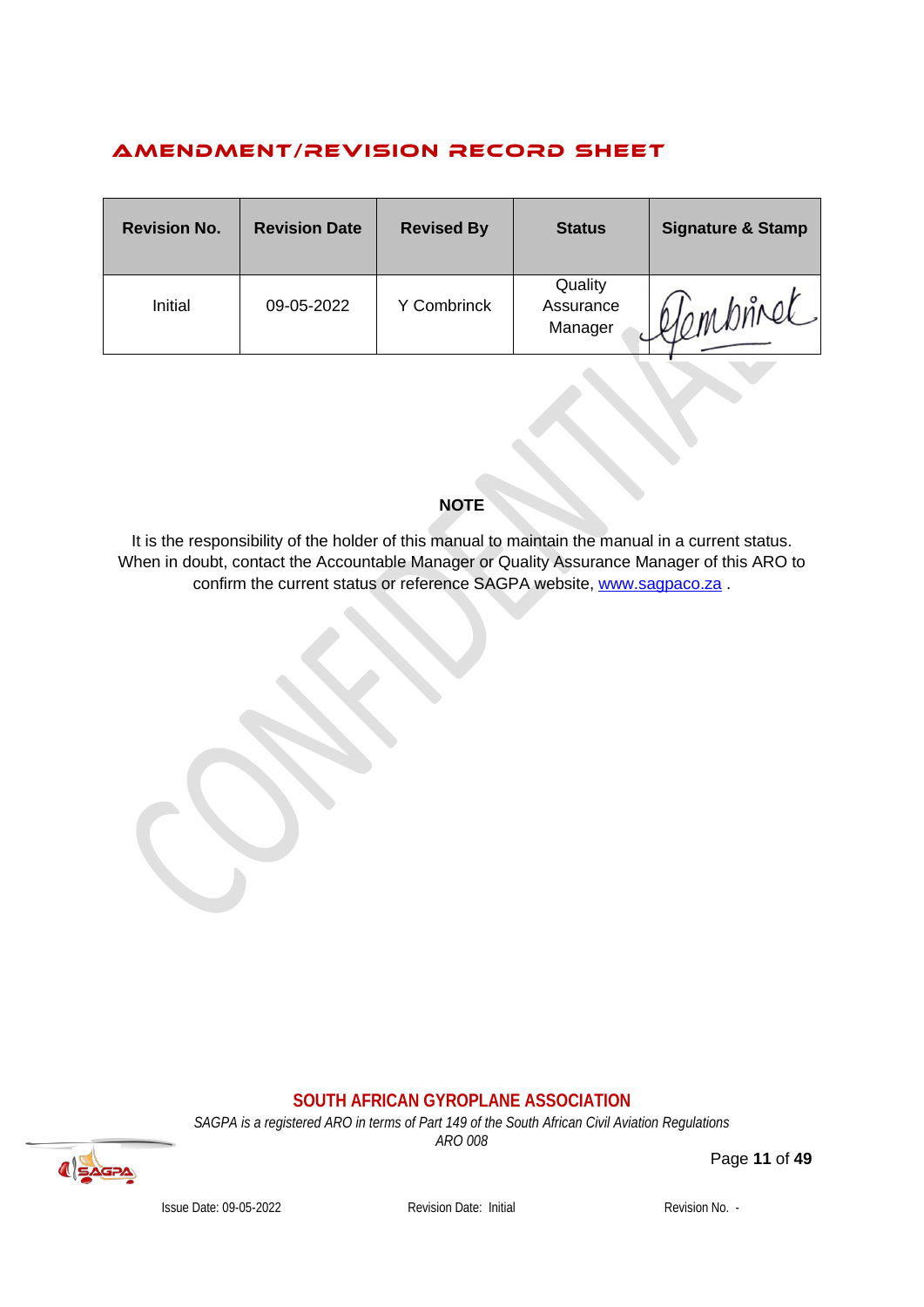## AMENDMENT/REVISION RECORD SHEET

| Revision No. | Revision Date | Revised By | Status | Signature & Stamp |
|---|---|---|---|---|
| Initial | 09-05-2022 | Y Combrinck | Quality Assurance Manager | YCombrinck |

**NOTE**

It is the responsibility of the holder of this manual to maintain the manual in a current status. When in doubt, contact the Accountable Manager or Quality Assurance Manager of this ARO to confirm the current status or reference SAGPA website, www.sagpaco.za .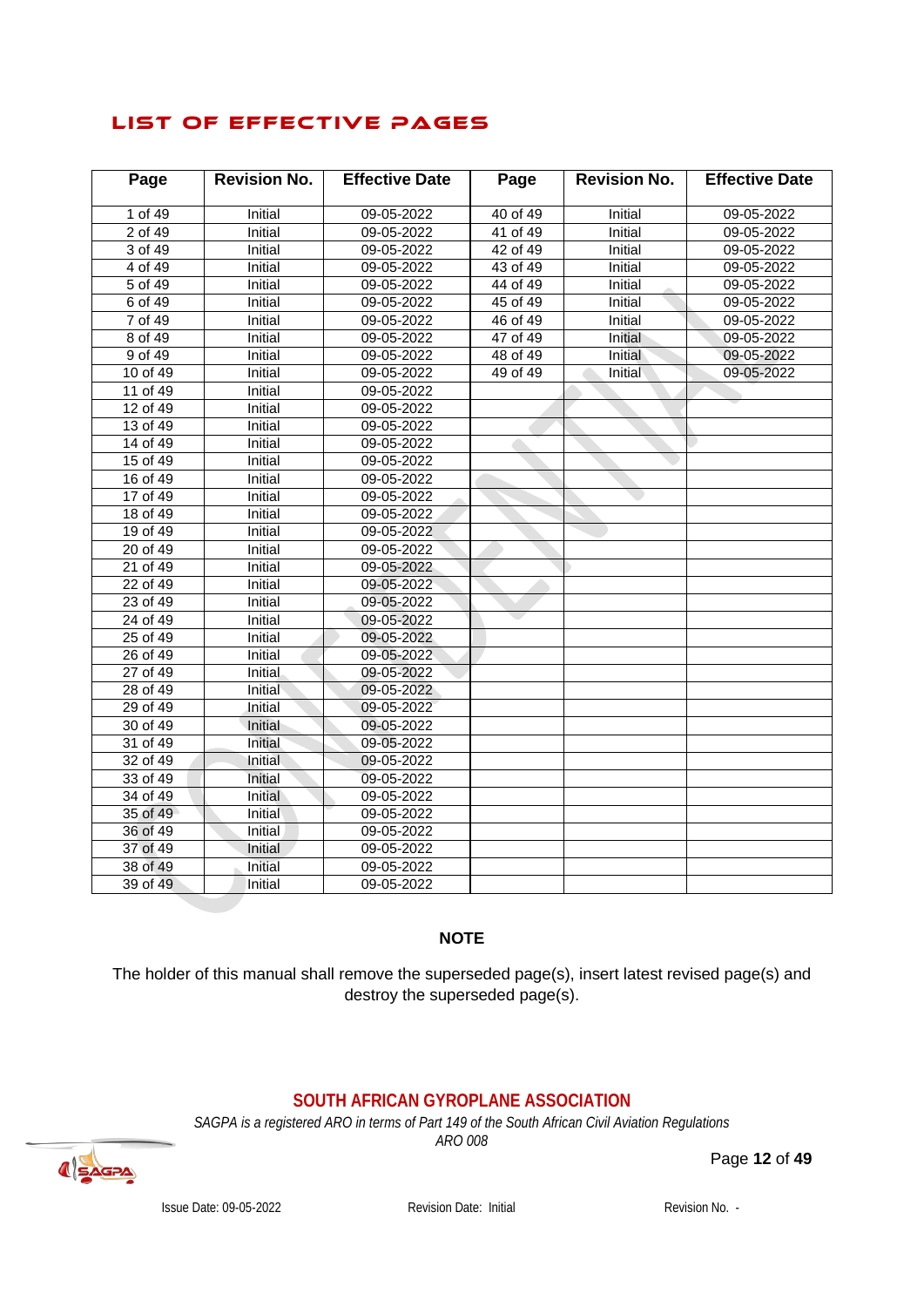# LIST OF EFFECTIVE PAGES

| Page | Revision No. | Effective Date | Page | Revision No. | Effective Date |
|---|---|---|---|---|---|
| 1 of 49 | Initial | 09-05-2022 | 40 of 49 | Initial | 09-05-2022 |
| 2 of 49 | Initial | 09-05-2022 | 41 of 49 | Initial | 09-05-2022 |
| 3 of 49 | Initial | 09-05-2022 | 42 of 49 | Initial | 09-05-2022 |
| 4 of 49 | Initial | 09-05-2022 | 43 of 49 | Initial | 09-05-2022 |
| 5 of 49 | Initial | 09-05-2022 | 44 of 49 | Initial | 09-05-2022 |
| 6 of 49 | Initial | 09-05-2022 | 45 of 49 | Initial | 09-05-2022 |
| 7 of 49 | Initial | 09-05-2022 | 46 of 49 | Initial | 09-05-2022 |
| 8 of 49 | Initial | 09-05-2022 | 47 of 49 | Initial | 09-05-2022 |
| 9 of 49 | Initial | 09-05-2022 | 48 of 49 | Initial | 09-05-2022 |
| 10 of 49 | Initial | 09-05-2022 | 49 of 49 | Initial | 09-05-2022 |
| 11 of 49 | Initial | 09-05-2022 | | | |
| 12 of 49 | Initial | 09-05-2022 | | | |
| 13 of 49 | Initial | 09-05-2022 | | | |
| 14 of 49 | Initial | 09-05-2022 | | | |
| 15 of 49 | Initial | 09-05-2022 | | | |
| 16 of 49 | Initial | 09-05-2022 | | | |
| 17 of 49 | Initial | 09-05-2022 | | | |
| 18 of 49 | Initial | 09-05-2022 | | | |
| 19 of 49 | Initial | 09-05-2022 | | | |
| 20 of 49 | Initial | 09-05-2022 | | | |
| 21 of 49 | Initial | 09-05-2022 | | | |
| 22 of 49 | Initial | 09-05-2022 | | | |
| 23 of 49 | Initial | 09-05-2022 | | | |
| 24 of 49 | Initial | 09-05-2022 | | | |
| 25 of 49 | Initial | 09-05-2022 | | | |
| 26 of 49 | Initial | 09-05-2022 | | | |
| 27 of 49 | Initial | 09-05-2022 | | | |
| 28 of 49 | Initial | 09-05-2022 | | | |
| 29 of 49 | Initial | 09-05-2022 | | | |
| 30 of 49 | Initial | 09-05-2022 | | | |
| 31 of 49 | Initial | 09-05-2022 | | | |
| 32 of 49 | Initial | 09-05-2022 | | | |
| 33 of 49 | Initial | 09-05-2022 | | | |
| 34 of 49 | Initial | 09-05-2022 | | | |
| 35 of 49 | Initial | 09-05-2022 | | | |
| 36 of 49 | Initial | 09-05-2022 | | | |
| 37 of 49 | Initial | 09-05-2022 | | | |
| 38 of 49 | Initial | 09-05-2022 | | | |
| 39 of 49 | Initial | 09-05-2022 | | | |

**NOTE**

The holder of this manual shall remove the superseded page(s), insert latest revised page(s) and destroy the superseded page(s).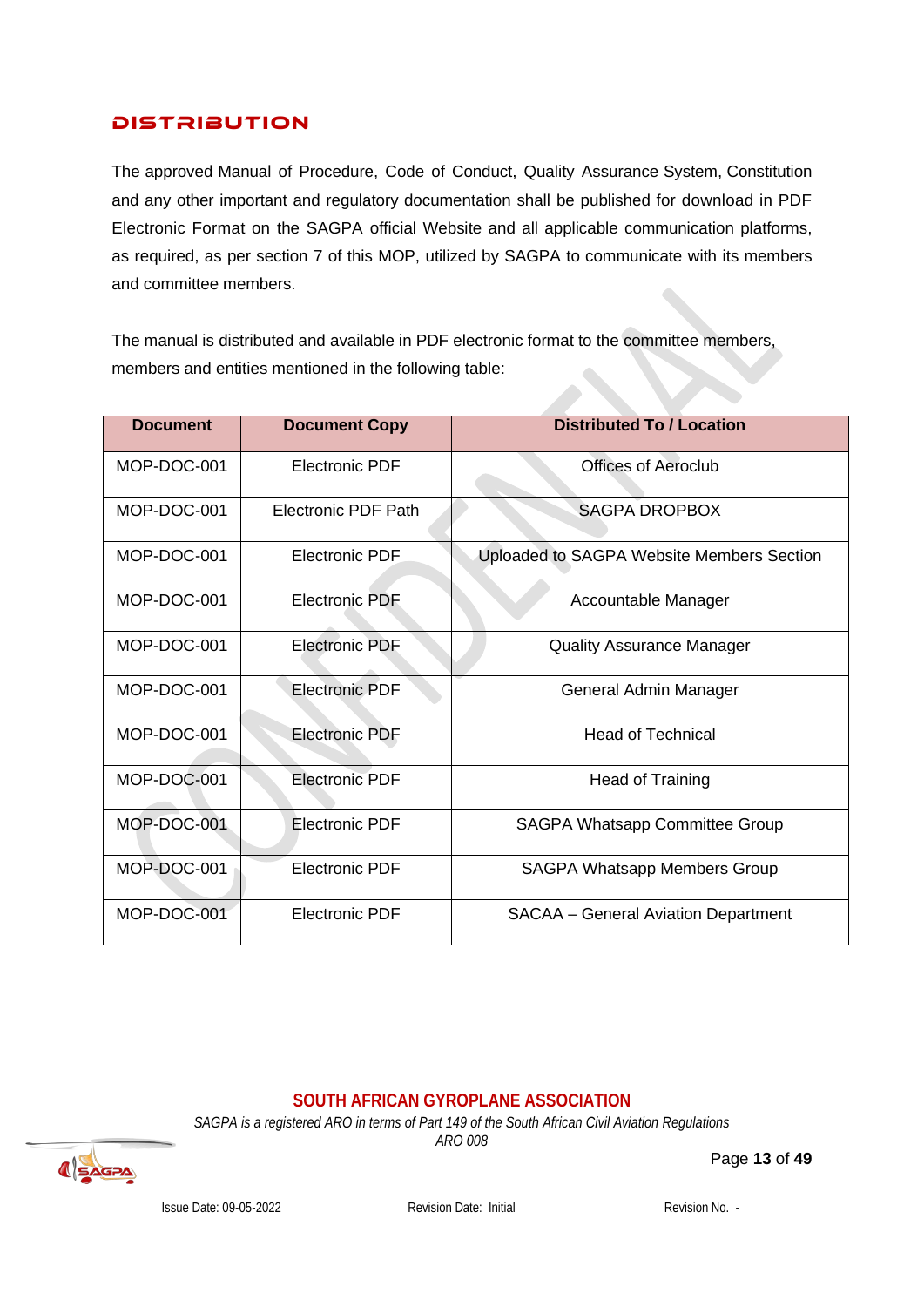## DISTRIBUTION

The approved Manual of Procedure, Code of Conduct, Quality Assurance System, Constitution and any other important and regulatory documentation shall be published for download in PDF Electronic Format on the SAGPA official Website and all applicable communication platforms, as required, as per section 7 of this MOP, utilized by SAGPA to communicate with its members and committee members.

The manual is distributed and available in PDF electronic format to the committee members, members and entities mentioned in the following table:

| Document | Document Copy | Distributed To / Location |
|---|---|---|
| MOP-DOC-001 | Electronic PDF | Offices of Aeroclub |
| MOP-DOC-001 | Electronic PDF Path | SAGPA DROPBOX |
| MOP-DOC-001 | Electronic PDF | Uploaded to SAGPA Website Members Section |
| MOP-DOC-001 | Electronic PDF | Accountable Manager |
| MOP-DOC-001 | Electronic PDF | Quality Assurance Manager |
| MOP-DOC-001 | Electronic PDF | General Admin Manager |
| MOP-DOC-001 | Electronic PDF | Head of Technical |
| MOP-DOC-001 | Electronic PDF | Head of Training |
| MOP-DOC-001 | Electronic PDF | SAGPA Whatsapp Committee Group |
| MOP-DOC-001 | Electronic PDF | SAGPA Whatsapp Members Group |
| MOP-DOC-001 | Electronic PDF | SACAA – General Aviation Department |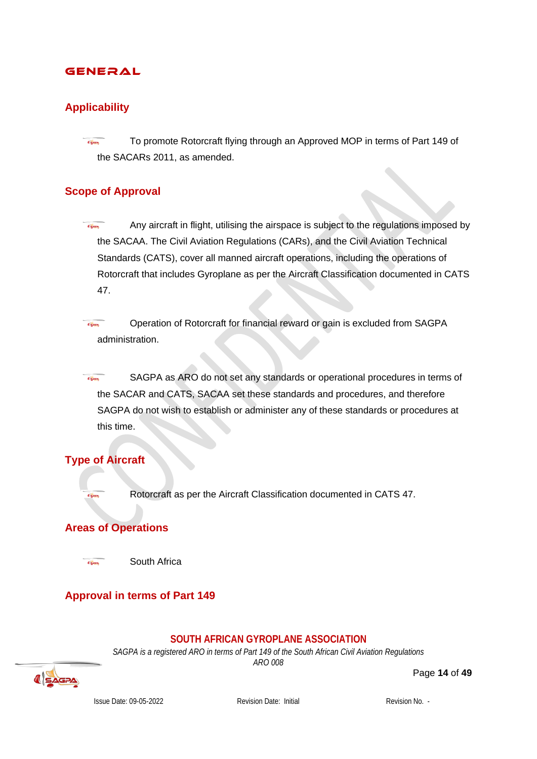# GENERAL

## Applicability

- To promote Rotorcraft flying through an Approved MOP in terms of Part 149 of the SACARs 2011, as amended.

## Scope of Approval

- Any aircraft in flight, utilising the airspace is subject to the regulations imposed by the SACAA. The Civil Aviation Regulations (CARs), and the Civil Aviation Technical Standards (CATS), cover all manned aircraft operations, including the operations of Rotorcraft that includes Gyroplane as per the Aircraft Classification documented in CATS 47.

- Operation of Rotorcraft for financial reward or gain is excluded from SAGPA administration.

- SAGPA as ARO do not set any standards or operational procedures in terms of the SACAR and CATS, SACAA set these standards and procedures, and therefore SAGPA do not wish to establish or administer any of these standards or procedures at this time.

## Type of Aircraft

- Rotorcraft as per the Aircraft Classification documented in CATS 47.

## Areas of Operations

- South Africa

## Approval in terms of Part 149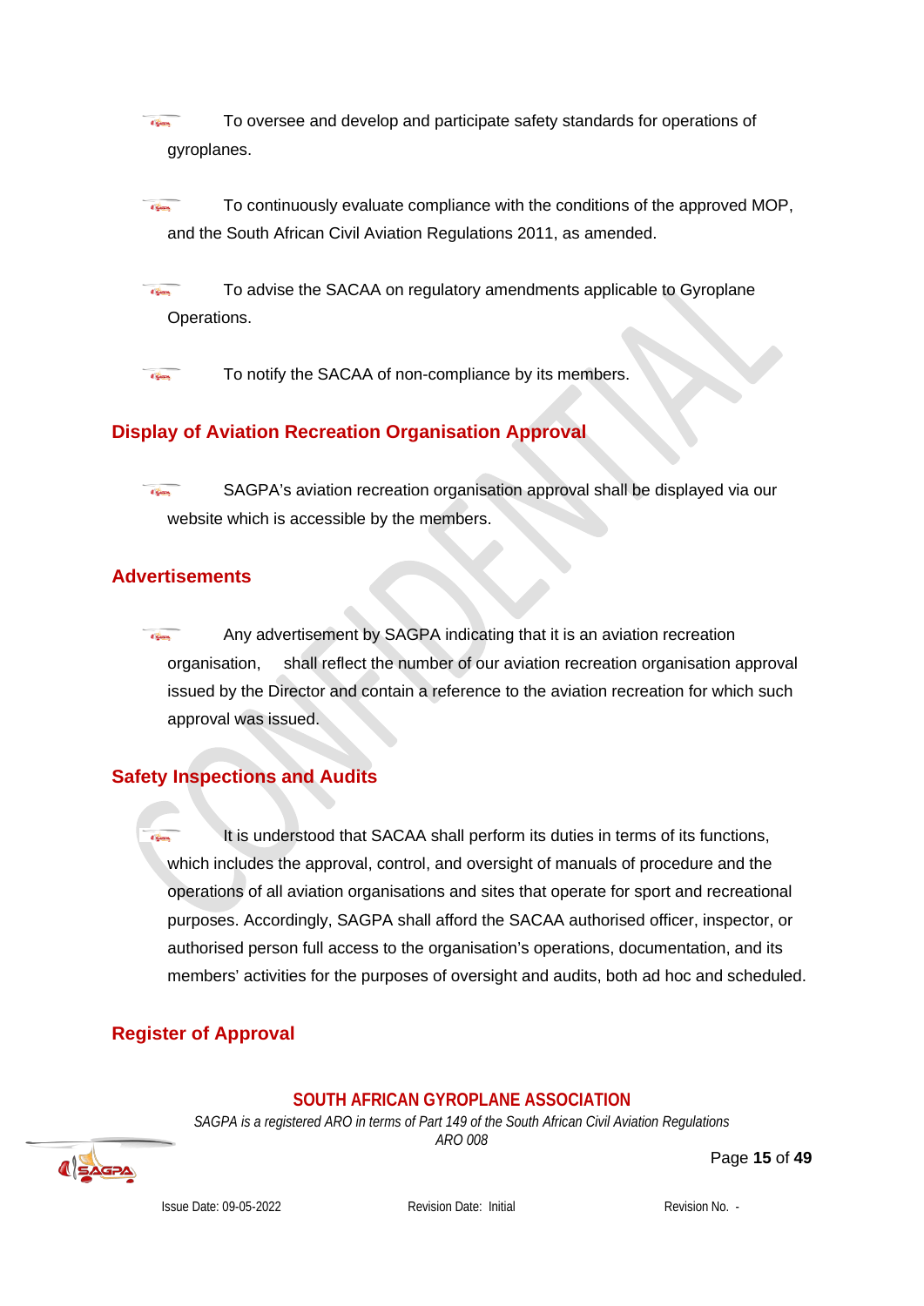- To oversee and develop and participate safety standards for operations of gyroplanes.

- To continuously evaluate compliance with the conditions of the approved MOP, and the South African Civil Aviation Regulations 2011, as amended.

- To advise the SACAA on regulatory amendments applicable to Gyroplane Operations.

- To notify the SACAA of non-compliance by its members.

## Display of Aviation Recreation Organisation Approval

- SAGPA's aviation recreation organisation approval shall be displayed via our website which is accessible by the members.

## Advertisements

- Any advertisement by SAGPA indicating that it is an aviation recreation organisation, shall reflect the number of our aviation recreation organisation approval issued by the Director and contain a reference to the aviation recreation for which such approval was issued.

## Safety Inspections and Audits

- It is understood that SACAA shall perform its duties in terms of its functions, which includes the approval, control, and oversight of manuals of procedure and the operations of all aviation organisations and sites that operate for sport and recreational purposes. Accordingly, SAGPA shall afford the SACAA authorised officer, inspector, or authorised person full access to the organisation's operations, documentation, and its members' activities for the purposes of oversight and audits, both ad hoc and scheduled.

## Register of Approval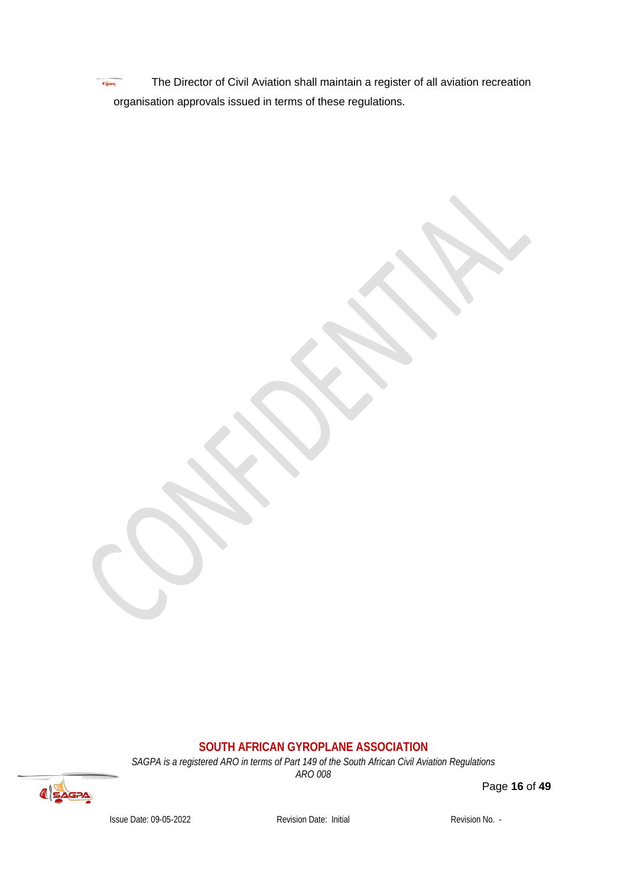The Director of Civil Aviation shall maintain a register of all aviation recreation organisation approvals issued in terms of these regulations.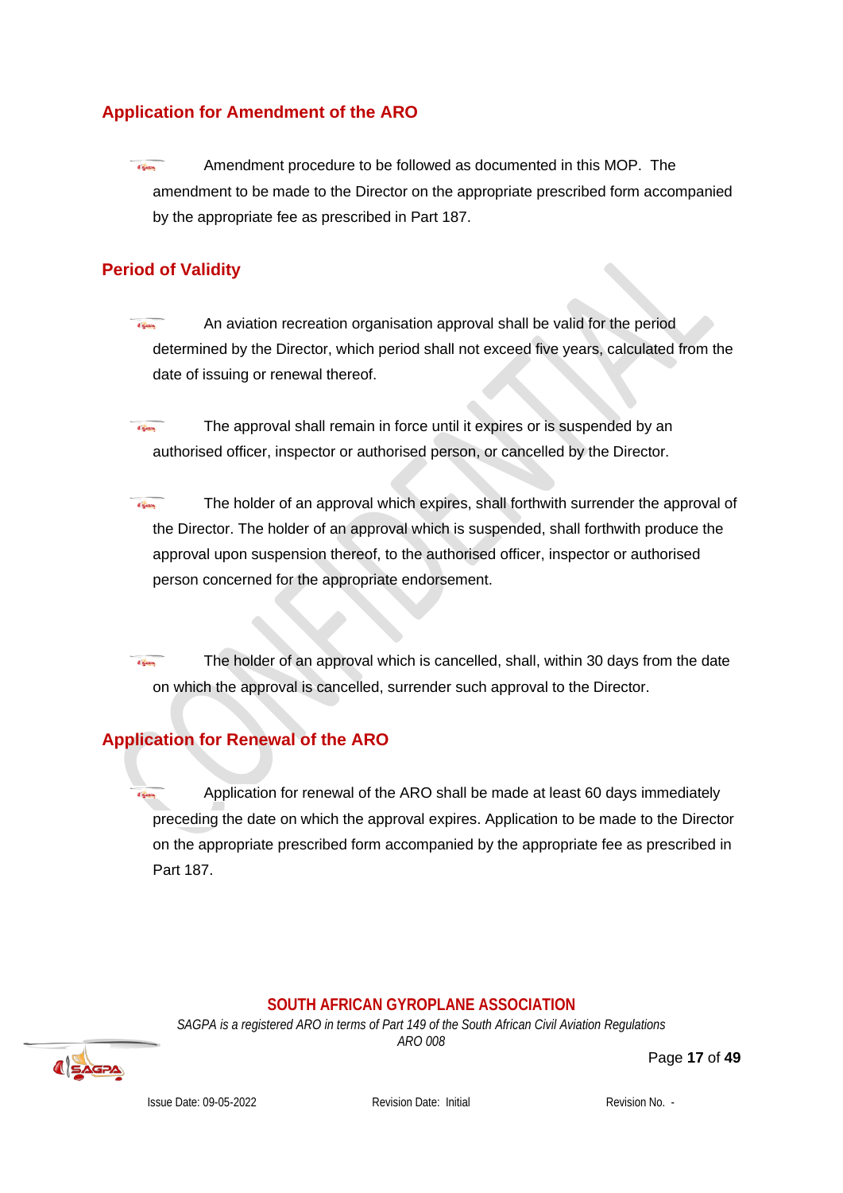## Application for Amendment of the ARO

- Amendment procedure to be followed as documented in this MOP. The amendment to be made to the Director on the appropriate prescribed form accompanied by the appropriate fee as prescribed in Part 187.

## Period of Validity

- An aviation recreation organisation approval shall be valid for the period determined by the Director, which period shall not exceed five years, calculated from the date of issuing or renewal thereof.

- The approval shall remain in force until it expires or is suspended by an authorised officer, inspector or authorised person, or cancelled by the Director.

- The holder of an approval which expires, shall forthwith surrender the approval of the Director. The holder of an approval which is suspended, shall forthwith produce the approval upon suspension thereof, to the authorised officer, inspector or authorised person concerned for the appropriate endorsement.

- The holder of an approval which is cancelled, shall, within 30 days from the date on which the approval is cancelled, surrender such approval to the Director.

## Application for Renewal of the ARO

- Application for renewal of the ARO shall be made at least 60 days immediately preceding the date on which the approval expires. Application to be made to the Director on the appropriate prescribed form accompanied by the appropriate fee as prescribed in Part 187.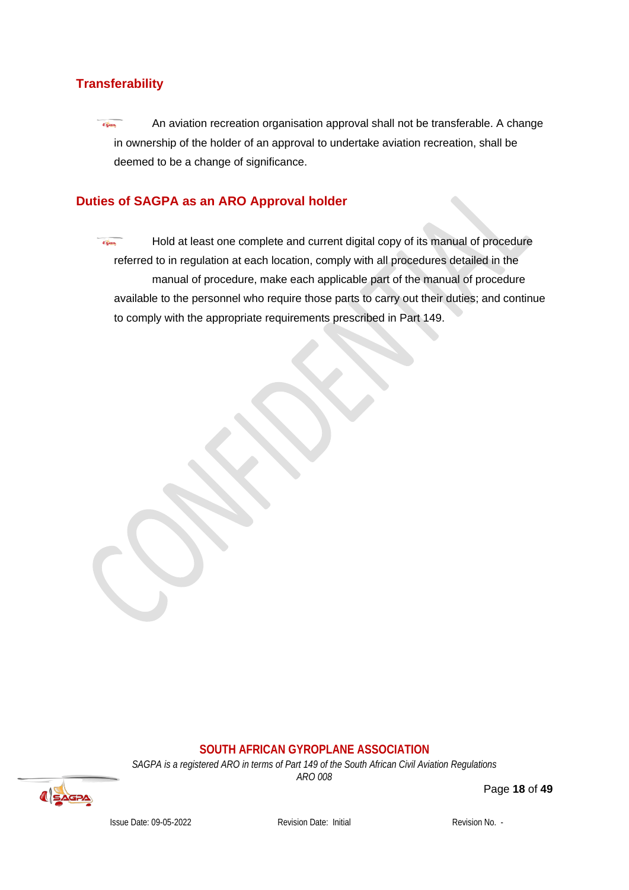## Transferability

- An aviation recreation organisation approval shall not be transferable. A change in ownership of the holder of an approval to undertake aviation recreation, shall be deemed to be a change of significance.

## Duties of SAGPA as an ARO Approval holder

- Hold at least one complete and current digital copy of its manual of procedure referred to in regulation at each location, comply with all procedures detailed in the manual of procedure, make each applicable part of the manual of procedure available to the personnel who require those parts to carry out their duties; and continue to comply with the appropriate requirements prescribed in Part 149.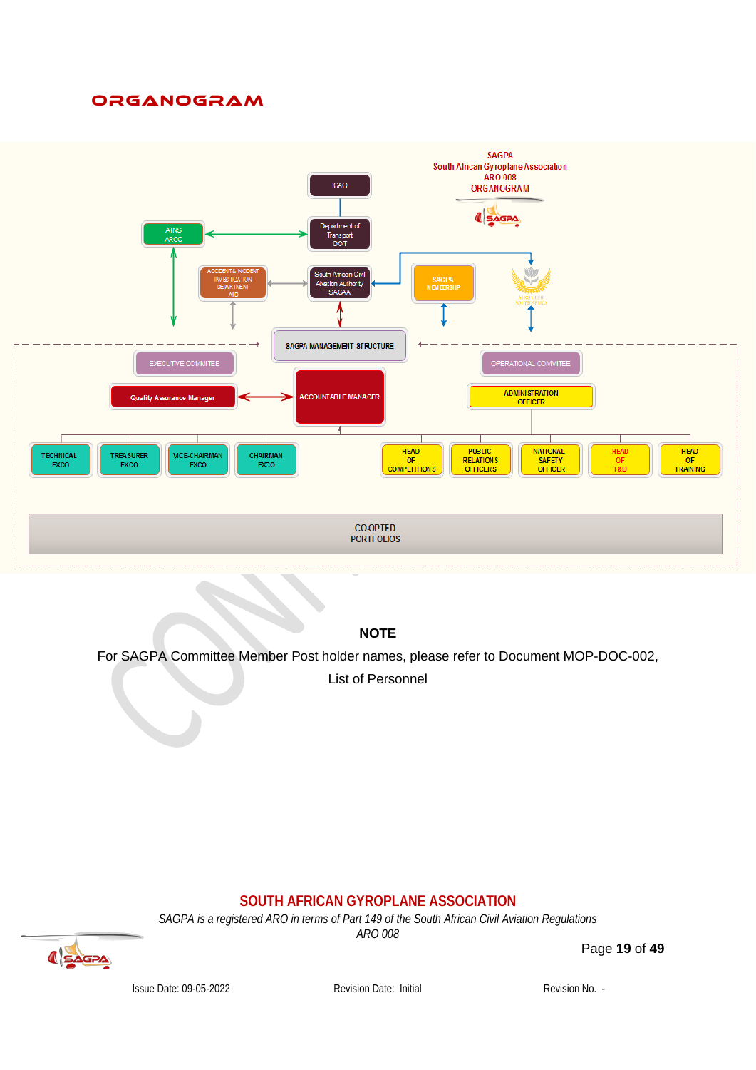# ORGANOGRAM

SAGPA
South African Gyroplane Association
ARO 008
ORGANOGRAM

ICAO

Department of Transport DOT

ATNS ARCC

ACCIDENT & INCIDENT INVESTIGATION DEPARTMENT AIID

South African Civil Aviation Authority SACAA

SAGPA MEMBERSHIP

SAGPA MANAGEMENT STRUCTURE

EXECUTIVE COMMITEE

OPERATIONAL COMMITEE

Quality Assurance Manager

ACCOUNTABLE MANAGER

ADMINISTRATION OFFICER

TECHNICAL EXCO

TREASURER EXCO

VICE-CHAIRMAN EXCO

CHAIRMAN EXCO

HEAD OF COMPETITIONS

PUBLIC RELATIONS OFFICERS

NATIONAL SAFETY OFFICER

HEAD OF T&D

HEAD OF TRAINING

CO-OPTED PORTFOLIOS

**NOTE**

For SAGPA Committee Member Post holder names, please refer to Document MOP-DOC-002, List of Personnel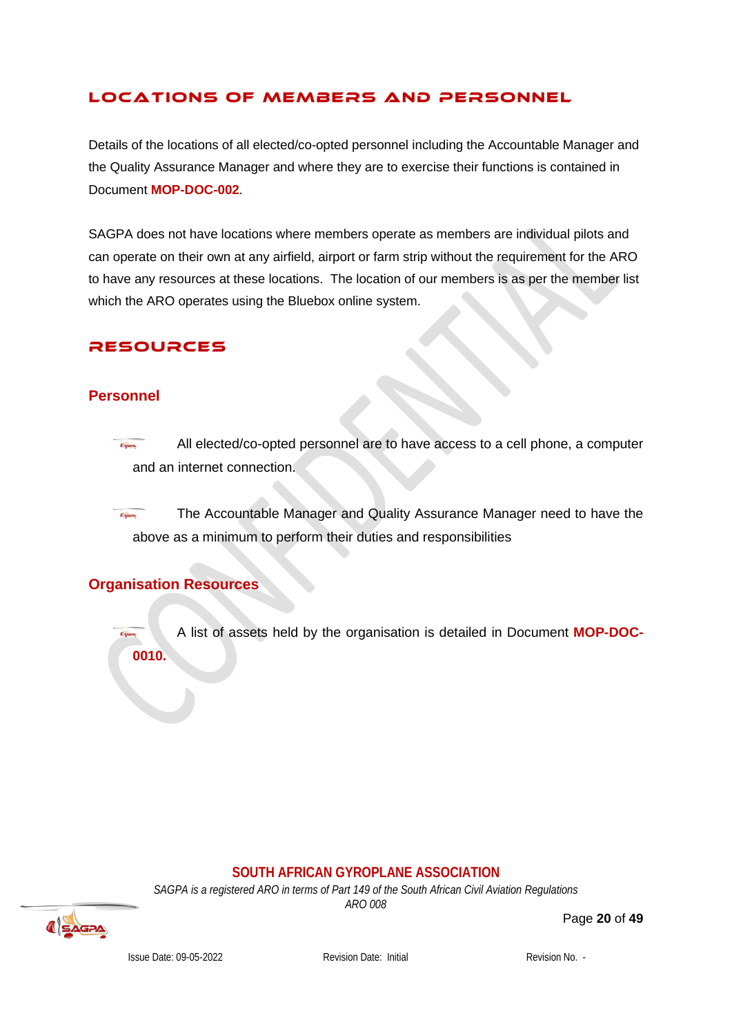## LOCATIONS OF MEMBERS AND PERSONNEL

Details of the locations of all elected/co-opted personnel including the Accountable Manager and the Quality Assurance Manager and where they are to exercise their functions is contained in Document **MOP-DOC-002**.

SAGPA does not have locations where members operate as members are individual pilots and can operate on their own at any airfield, airport or farm strip without the requirement for the ARO to have any resources at these locations. The location of our members is as per the member list which the ARO operates using the Bluebox online system.

## RESOURCES

### Personnel

- All elected/co-opted personnel are to have access to a cell phone, a computer and an internet connection.
- The Accountable Manager and Quality Assurance Manager need to have the above as a minimum to perform their duties and responsibilities

### Organisation Resources

- A list of assets held by the organisation is detailed in Document **MOP-DOC-0010.**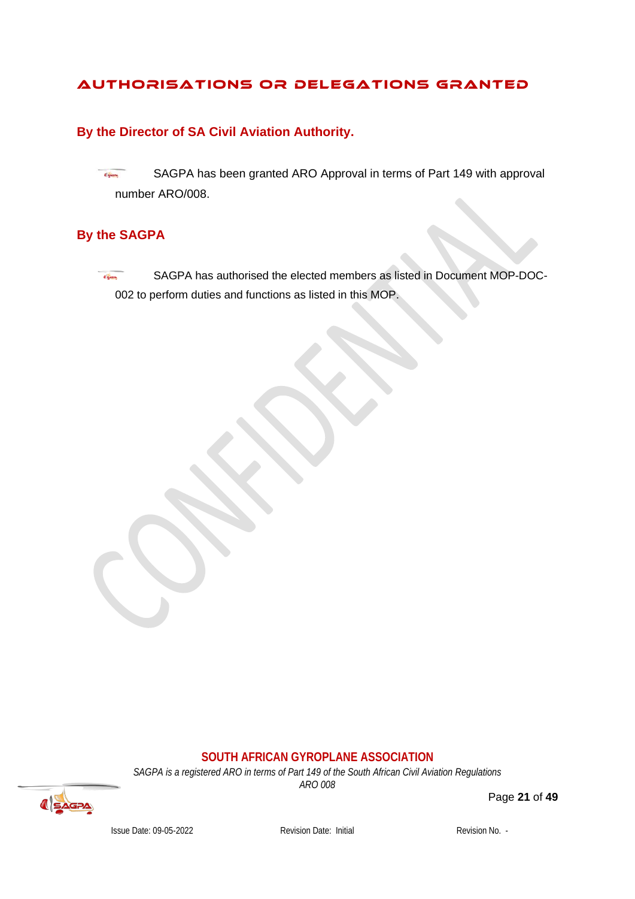# AUTHORISATIONS OR DELEGATIONS GRANTED

## By the Director of SA Civil Aviation Authority.

- SAGPA has been granted ARO Approval in terms of Part 149 with approval number ARO/008.

## By the SAGPA

- SAGPA has authorised the elected members as listed in Document MOP-DOC-002 to perform duties and functions as listed in this MOP.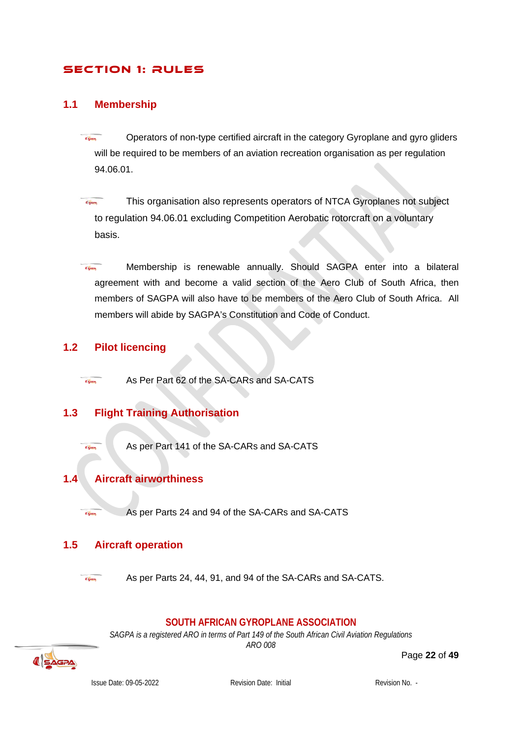# SECTION 1: RULES

## 1.1 Membership

- Operators of non-type certified aircraft in the category Gyroplane and gyro gliders will be required to be members of an aviation recreation organisation as per regulation 94.06.01.

- This organisation also represents operators of NTCA Gyroplanes not subject to regulation 94.06.01 excluding Competition Aerobatic rotorcraft on a voluntary basis.

- Membership is renewable annually. Should SAGPA enter into a bilateral agreement with and become a valid section of the Aero Club of South Africa, then members of SAGPA will also have to be members of the Aero Club of South Africa. All members will abide by SAGPA's Constitution and Code of Conduct.

## 1.2 Pilot licencing

- As Per Part 62 of the SA-CARs and SA-CATS

## 1.3 Flight Training Authorisation

- As per Part 141 of the SA-CARs and SA-CATS

## 1.4 Aircraft airworthiness

- As per Parts 24 and 94 of the SA-CARs and SA-CATS

## 1.5 Aircraft operation

- As per Parts 24, 44, 91, and 94 of the SA-CARs and SA-CATS.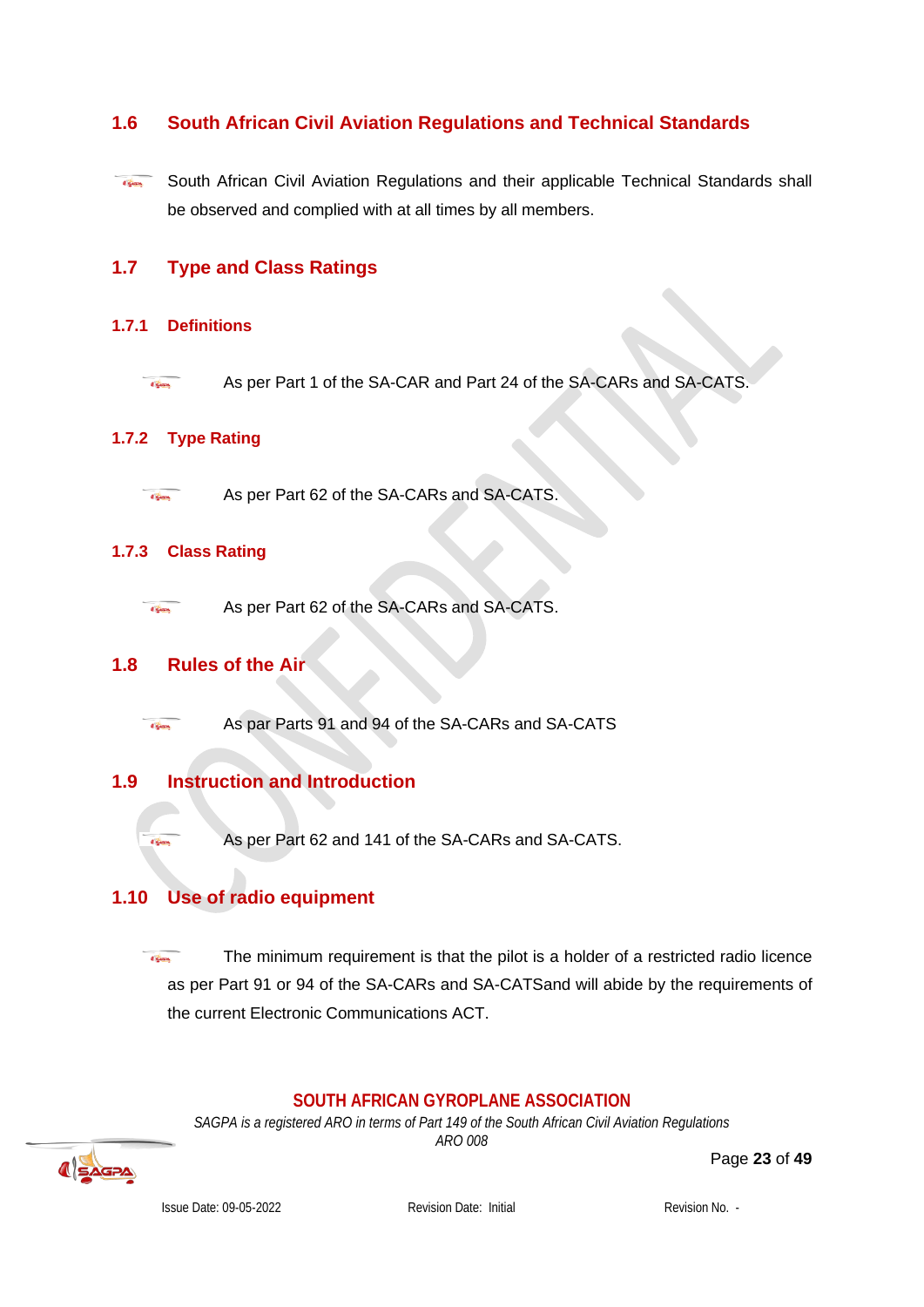## 1.6 South African Civil Aviation Regulations and Technical Standards

- South African Civil Aviation Regulations and their applicable Technical Standards shall be observed and complied with at all times by all members.

## 1.7 Type and Class Ratings

### 1.7.1 Definitions

- As per Part 1 of the SA-CAR and Part 24 of the SA-CARs and SA-CATS.

### 1.7.2 Type Rating

- As per Part 62 of the SA-CARs and SA-CATS.

### 1.7.3 Class Rating

- As per Part 62 of the SA-CARs and SA-CATS.

## 1.8 Rules of the Air

- As par Parts 91 and 94 of the SA-CARs and SA-CATS

## 1.9 Instruction and Introduction

- As per Part 62 and 141 of the SA-CARs and SA-CATS.

## 1.10 Use of radio equipment

- The minimum requirement is that the pilot is a holder of a restricted radio licence as per Part 91 or 94 of the SA-CARs and SA-CATSand will abide by the requirements of the current Electronic Communications ACT.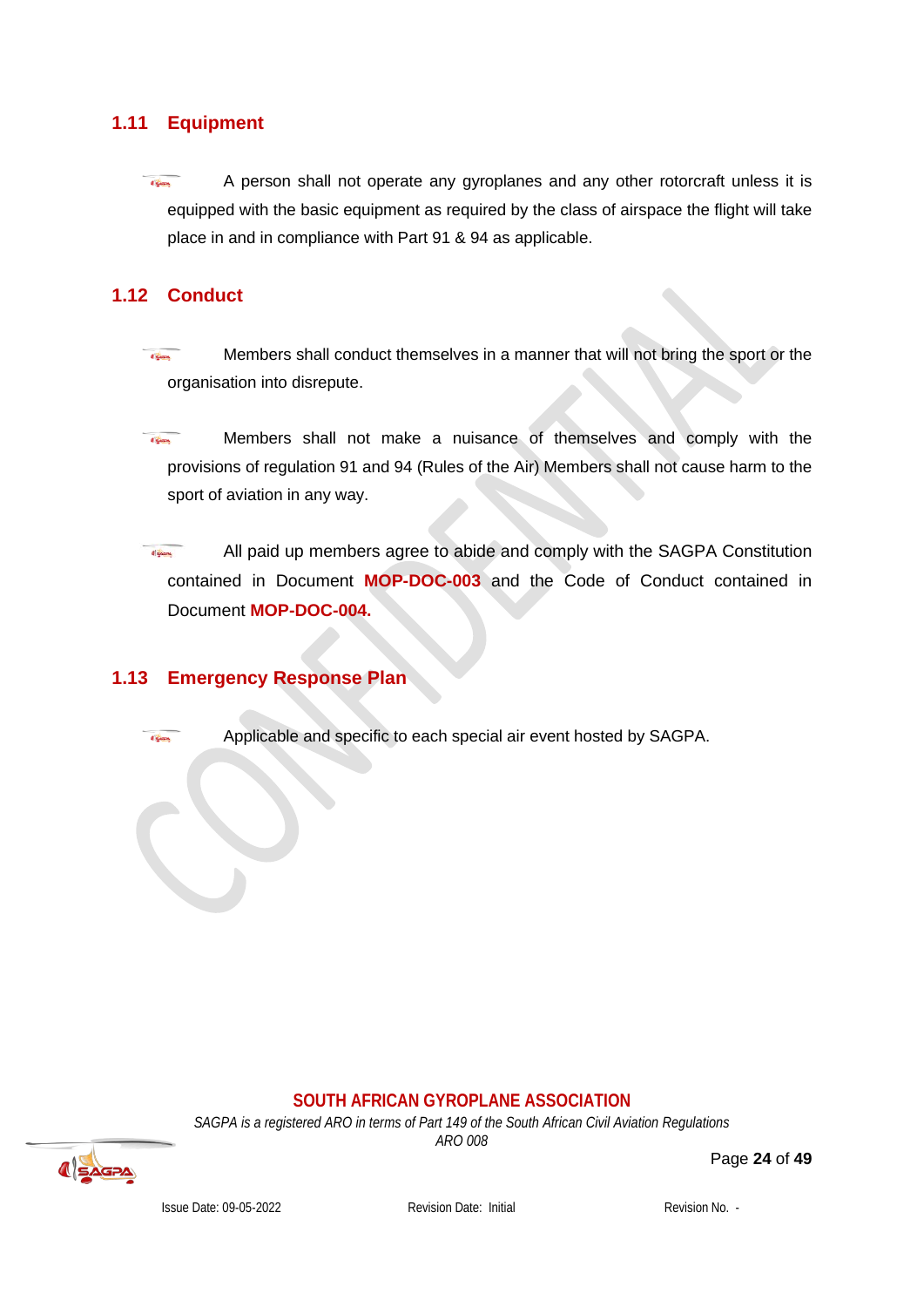## 1.11 Equipment

- A person shall not operate any gyroplanes and any other rotorcraft unless it is equipped with the basic equipment as required by the class of airspace the flight will take place in and in compliance with Part 91 & 94 as applicable.

## 1.12 Conduct

- Members shall conduct themselves in a manner that will not bring the sport or the organisation into disrepute.

- Members shall not make a nuisance of themselves and comply with the provisions of regulation 91 and 94 (Rules of the Air) Members shall not cause harm to the sport of aviation in any way.

- All paid up members agree to abide and comply with the SAGPA Constitution contained in Document **MOP-DOC-003** and the Code of Conduct contained in Document **MOP-DOC-004.**

## 1.13 Emergency Response Plan

- Applicable and specific to each special air event hosted by SAGPA.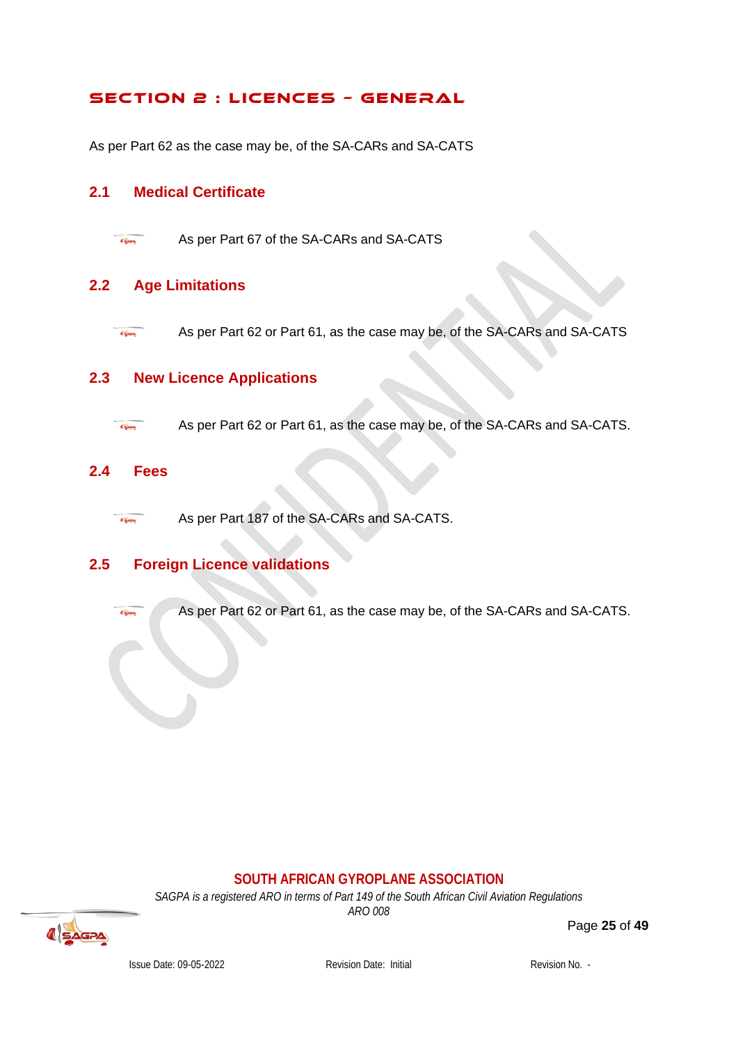## SECTION 2 : LICENCES – GENERAL

As per Part 62 as the case may be, of the SA-CARs and SA-CATS

### 2.1 Medical Certificate

- As per Part 67 of the SA-CARs and SA-CATS

### 2.2 Age Limitations

- As per Part 62 or Part 61, as the case may be, of the SA-CARs and SA-CATS

### 2.3 New Licence Applications

- As per Part 62 or Part 61, as the case may be, of the SA-CARs and SA-CATS.

### 2.4 Fees

- As per Part 187 of the SA-CARs and SA-CATS.

### 2.5 Foreign Licence validations

- As per Part 62 or Part 61, as the case may be, of the SA-CARs and SA-CATS.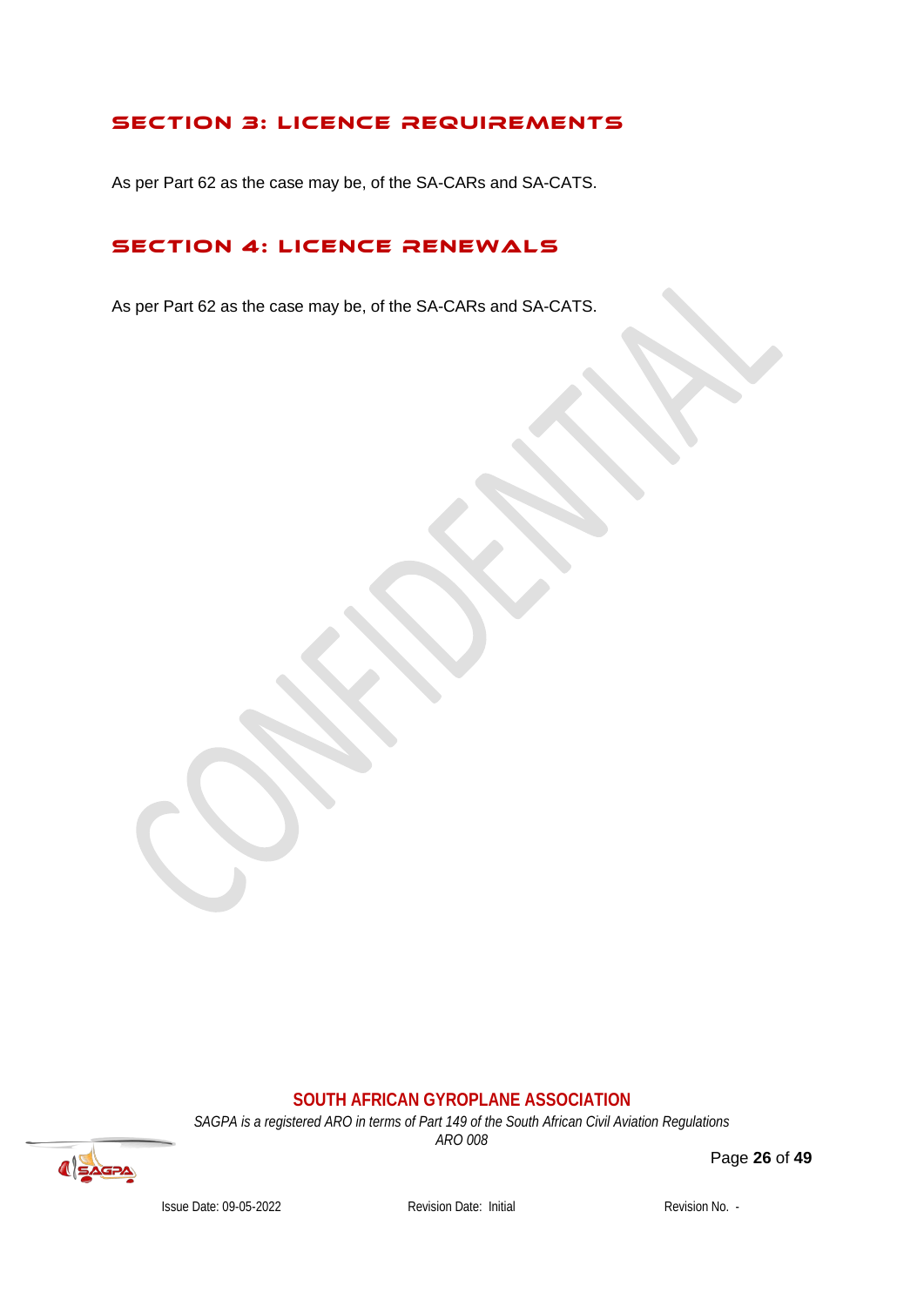## SECTION 3: LICENCE REQUIREMENTS

As per Part 62 as the case may be, of the SA-CARs and SA-CATS.

## SECTION 4: LICENCE RENEWALS

As per Part 62 as the case may be, of the SA-CARs and SA-CATS.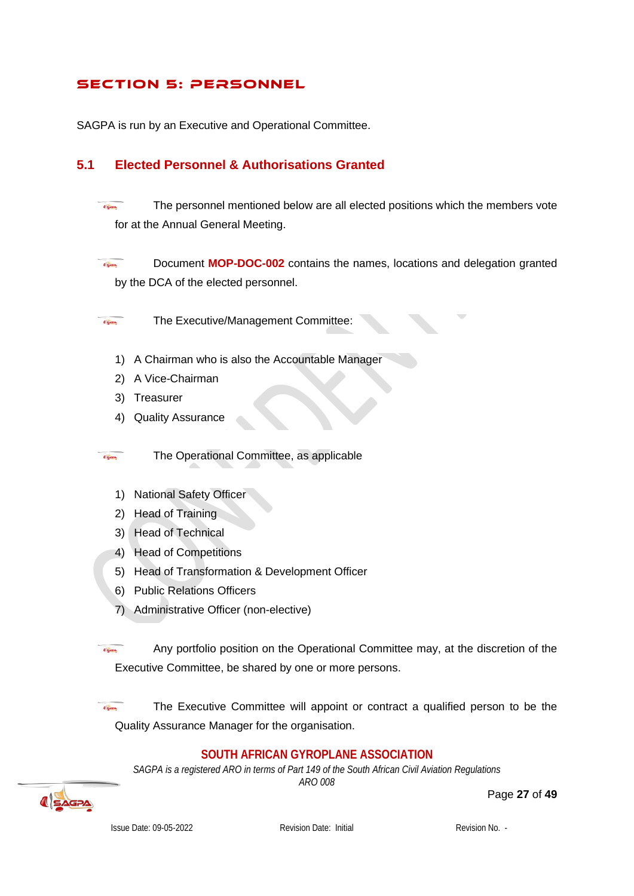# SECTION 5: PERSONNEL

SAGPA is run by an Executive and Operational Committee.

## 5.1 Elected Personnel & Authorisations Granted

- The personnel mentioned below are all elected positions which the members vote for at the Annual General Meeting.

- Document **MOP-DOC-002** contains the names, locations and delegation granted by the DCA of the elected personnel.

- The Executive/Management Committee:

1) A Chairman who is also the Accountable Manager
2) A Vice-Chairman
3) Treasurer
4) Quality Assurance

- The Operational Committee, as applicable

1) National Safety Officer
2) Head of Training
3) Head of Technical
4) Head of Competitions
5) Head of Transformation & Development Officer
6) Public Relations Officers
7) Administrative Officer (non-elective)

- Any portfolio position on the Operational Committee may, at the discretion of the Executive Committee, be shared by one or more persons.

- The Executive Committee will appoint or contract a qualified person to be the Quality Assurance Manager for the organisation.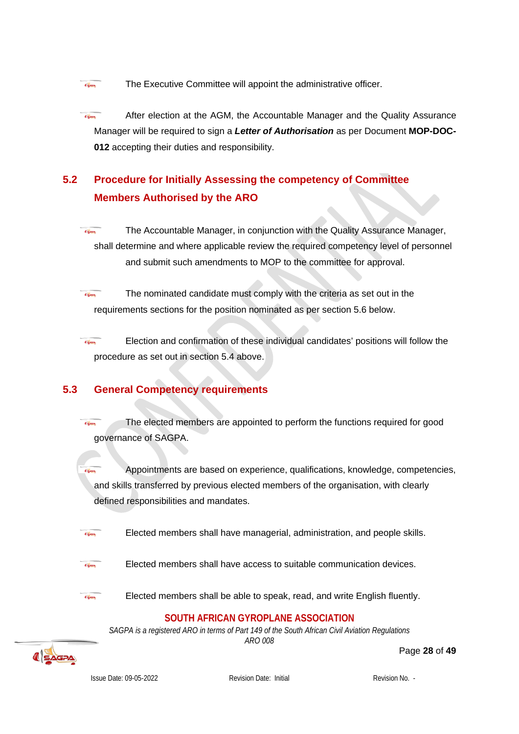- The Executive Committee will appoint the administrative officer.

- After election at the AGM, the Accountable Manager and the Quality Assurance Manager will be required to sign a ***Letter of Authorisation*** as per Document **MOP-DOC-012** accepting their duties and responsibility.

## 5.2 Procedure for Initially Assessing the competency of Committee Members Authorised by the ARO

- The Accountable Manager, in conjunction with the Quality Assurance Manager, shall determine and where applicable review the required competency level of personnel and submit such amendments to MOP to the committee for approval.

- The nominated candidate must comply with the criteria as set out in the requirements sections for the position nominated as per section 5.6 below.

- Election and confirmation of these individual candidates' positions will follow the procedure as set out in section 5.4 above.

## 5.3 General Competency requirements

- The elected members are appointed to perform the functions required for good governance of SAGPA.

- Appointments are based on experience, qualifications, knowledge, competencies, and skills transferred by previous elected members of the organisation, with clearly defined responsibilities and mandates.

- Elected members shall have managerial, administration, and people skills.

- Elected members shall have access to suitable communication devices.

- Elected members shall be able to speak, read, and write English fluently.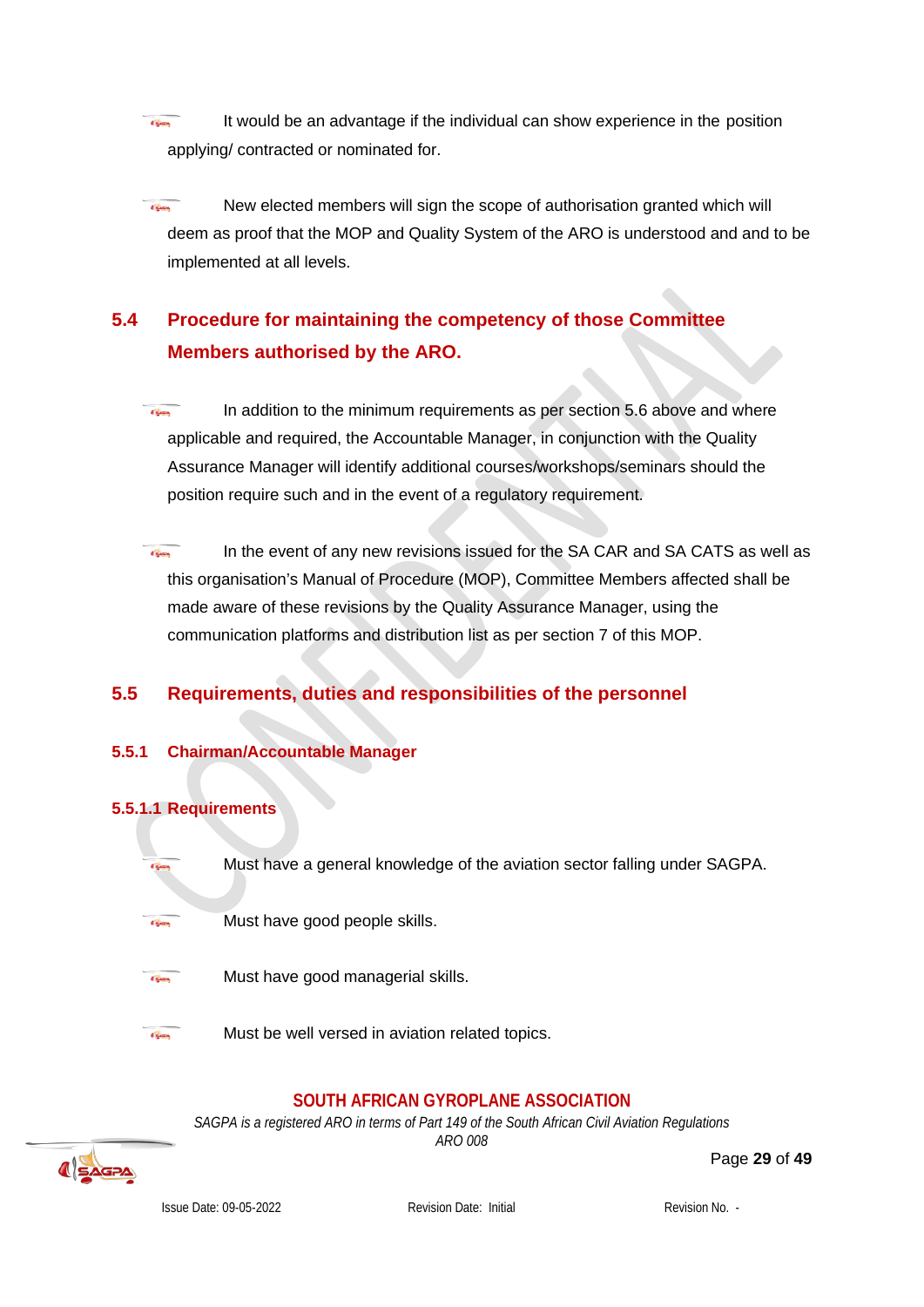- It would be an advantage if the individual can show experience in the position applying/ contracted or nominated for.

- New elected members will sign the scope of authorisation granted which will deem as proof that the MOP and Quality System of the ARO is understood and and to be implemented at all levels.

## 5.4 Procedure for maintaining the competency of those Committee Members authorised by the ARO.

- In addition to the minimum requirements as per section 5.6 above and where applicable and required, the Accountable Manager, in conjunction with the Quality Assurance Manager will identify additional courses/workshops/seminars should the position require such and in the event of a regulatory requirement.

- In the event of any new revisions issued for the SA CAR and SA CATS as well as this organisation's Manual of Procedure (MOP), Committee Members affected shall be made aware of these revisions by the Quality Assurance Manager, using the communication platforms and distribution list as per section 7 of this MOP.

## 5.5 Requirements, duties and responsibilities of the personnel

### 5.5.1 Chairman/Accountable Manager

#### 5.5.1.1 Requirements

- Must have a general knowledge of the aviation sector falling under SAGPA.

- Must have good people skills.

- Must have good managerial skills.

- Must be well versed in aviation related topics.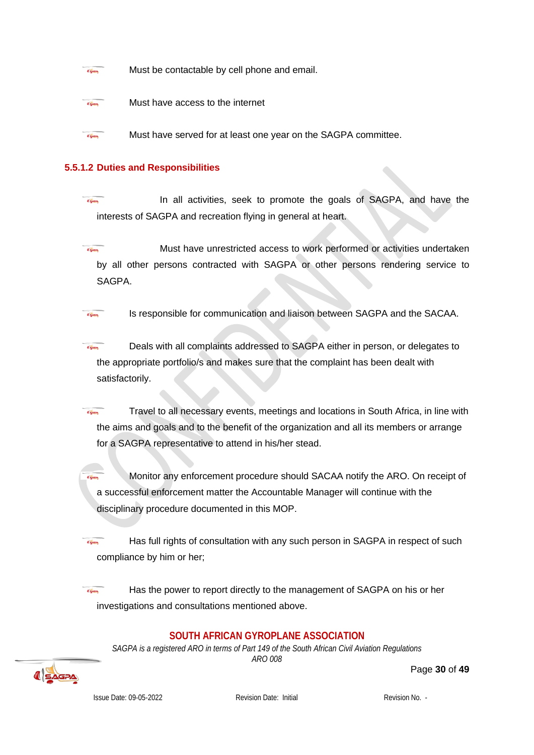- Must be contactable by cell phone and email.
- Must have access to the internet
- Must have served for at least one year on the SAGPA committee.

#### 5.5.1.2 Duties and Responsibilities

- In all activities, seek to promote the goals of SAGPA, and have the interests of SAGPA and recreation flying in general at heart.
- Must have unrestricted access to work performed or activities undertaken by all other persons contracted with SAGPA or other persons rendering service to SAGPA.
- Is responsible for communication and liaison between SAGPA and the SACAA.
- Deals with all complaints addressed to SAGPA either in person, or delegates to the appropriate portfolio/s and makes sure that the complaint has been dealt with satisfactorily.
- Travel to all necessary events, meetings and locations in South Africa, in line with the aims and goals and to the benefit of the organization and all its members or arrange for a SAGPA representative to attend in his/her stead.
- Monitor any enforcement procedure should SACAA notify the ARO. On receipt of a successful enforcement matter the Accountable Manager will continue with the disciplinary procedure documented in this MOP.
- Has full rights of consultation with any such person in SAGPA in respect of such compliance by him or her;
- Has the power to report directly to the management of SAGPA on his or her investigations and consultations mentioned above.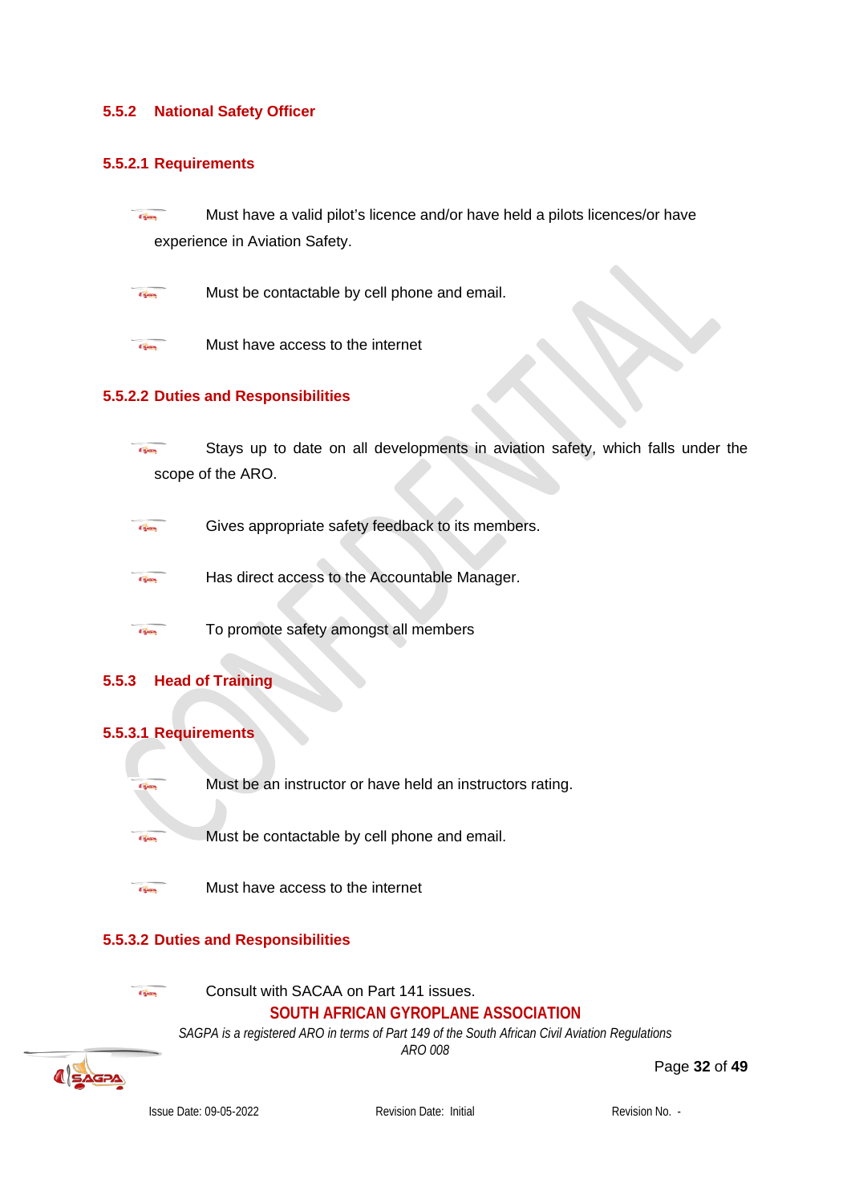### 5.5.2 National Safety Officer

#### 5.5.2.1 Requirements

- Must have a valid pilot's licence and/or have held a pilots licences/or have experience in Aviation Safety.
- Must be contactable by cell phone and email.
- Must have access to the internet

#### 5.5.2.2 Duties and Responsibilities

- Stays up to date on all developments in aviation safety, which falls under the scope of the ARO.
- Gives appropriate safety feedback to its members.
- Has direct access to the Accountable Manager.
- To promote safety amongst all members

### 5.5.3 Head of Training

#### 5.5.3.1 Requirements

- Must be an instructor or have held an instructors rating.
- Must be contactable by cell phone and email.
- Must have access to the internet

#### 5.5.3.2 Duties and Responsibilities

- Consult with SACAA on Part 141 issues.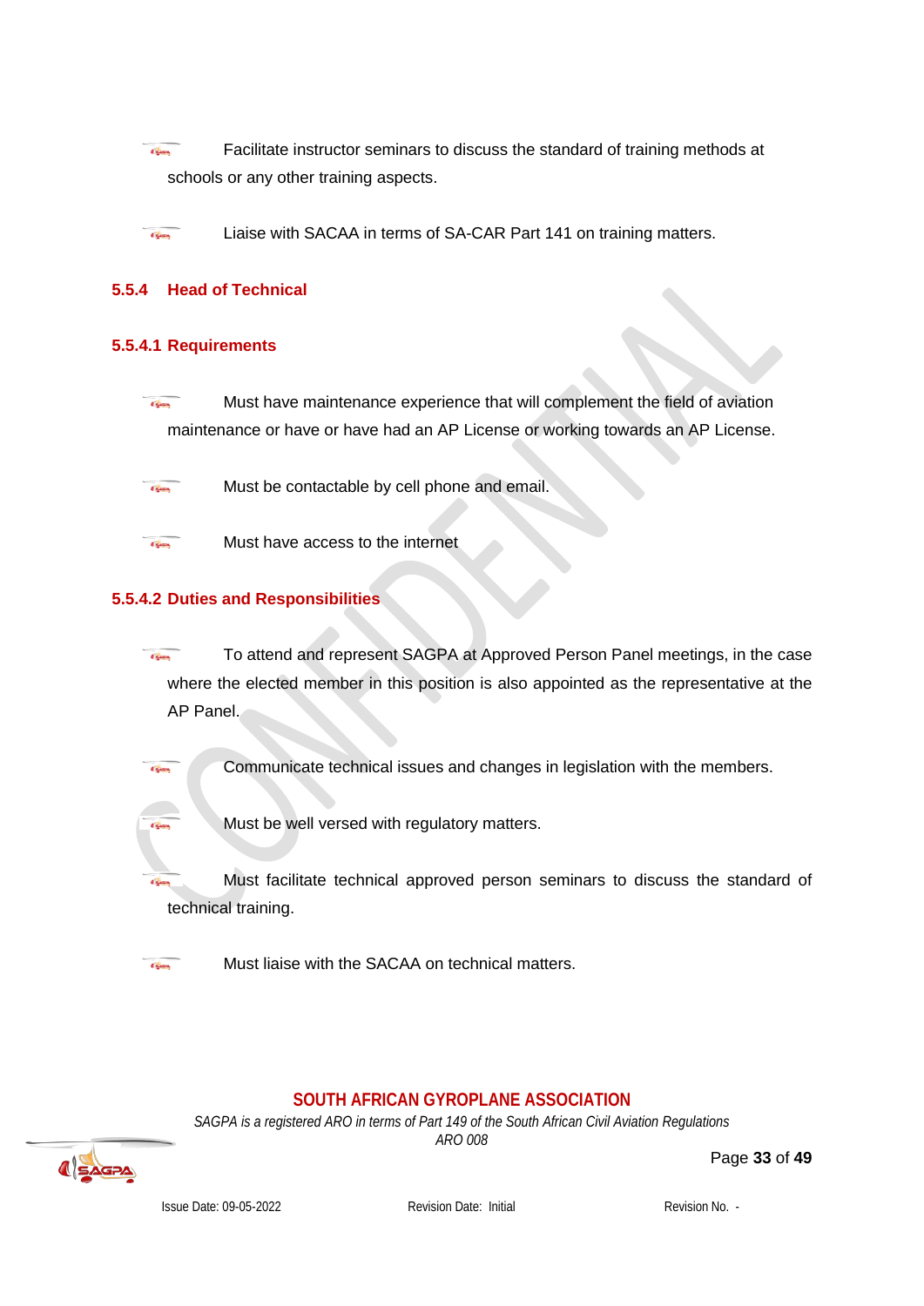- Facilitate instructor seminars to discuss the standard of training methods at schools or any other training aspects.

- Liaise with SACAA in terms of SA-CAR Part 141 on training matters.

### 5.5.4 Head of Technical

#### 5.5.4.1 Requirements

- Must have maintenance experience that will complement the field of aviation maintenance or have or have had an AP License or working towards an AP License.

- Must be contactable by cell phone and email.

- Must have access to the internet

#### 5.5.4.2 Duties and Responsibilities

- To attend and represent SAGPA at Approved Person Panel meetings, in the case where the elected member in this position is also appointed as the representative at the AP Panel.

- Communicate technical issues and changes in legislation with the members.

- Must be well versed with regulatory matters.

- Must facilitate technical approved person seminars to discuss the standard of technical training.

- Must liaise with the SACAA on technical matters.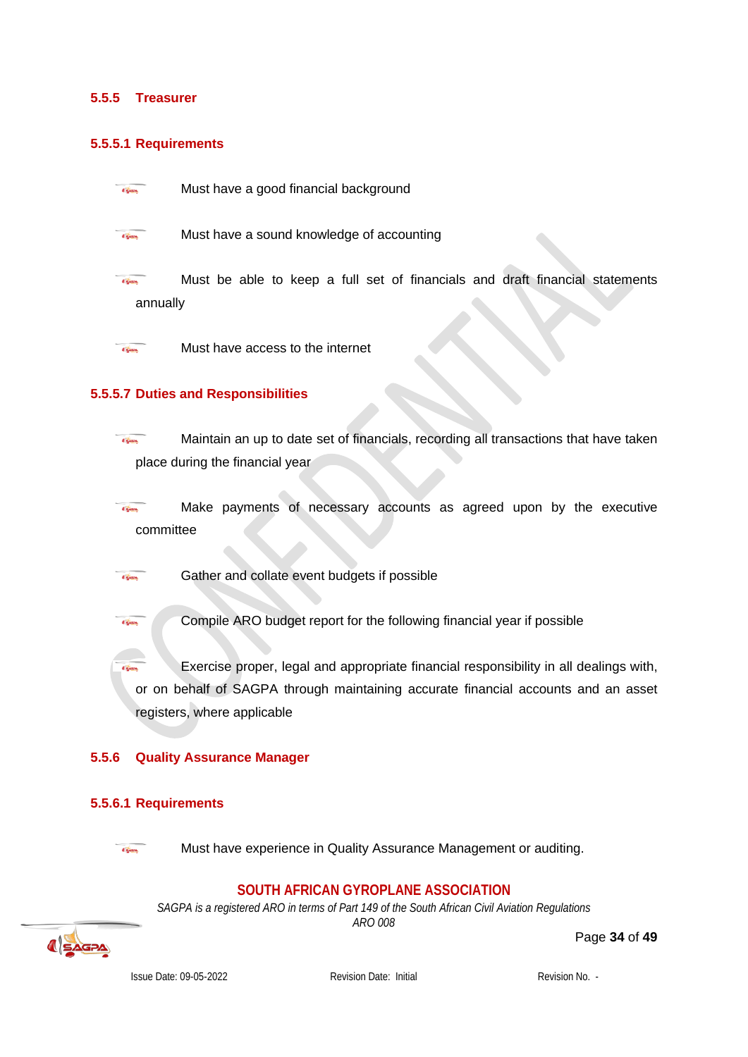### 5.5.5 Treasurer

#### 5.5.5.1 Requirements

- Must have a good financial background
- Must have a sound knowledge of accounting
- Must be able to keep a full set of financials and draft financial statements annually
- Must have access to the internet

#### 5.5.5.7 Duties and Responsibilities

- Maintain an up to date set of financials, recording all transactions that have taken place during the financial year
- Make payments of necessary accounts as agreed upon by the executive committee
- Gather and collate event budgets if possible
- Compile ARO budget report for the following financial year if possible
- Exercise proper, legal and appropriate financial responsibility in all dealings with, or on behalf of SAGPA through maintaining accurate financial accounts and an asset registers, where applicable

### 5.5.6 Quality Assurance Manager

#### 5.5.6.1 Requirements

- Must have experience in Quality Assurance Management or auditing.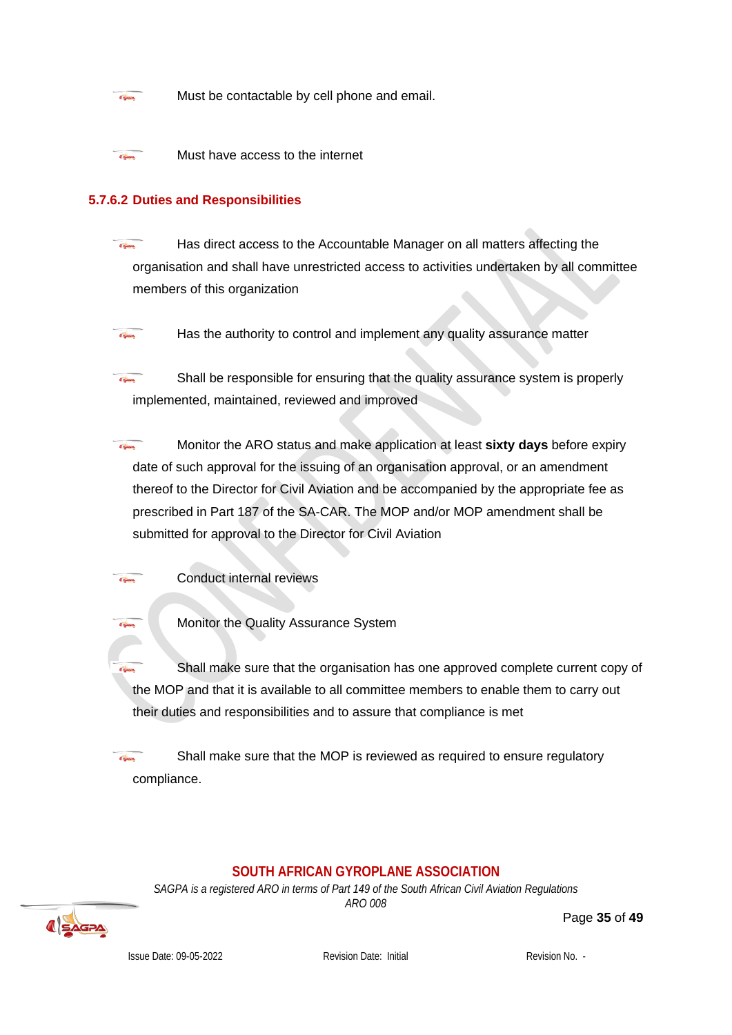- Must be contactable by cell phone and email.
- Must have access to the internet

#### 5.7.6.2 Duties and Responsibilities

- Has direct access to the Accountable Manager on all matters affecting the organisation and shall have unrestricted access to activities undertaken by all committee members of this organization
- Has the authority to control and implement any quality assurance matter
- Shall be responsible for ensuring that the quality assurance system is properly implemented, maintained, reviewed and improved
- Monitor the ARO status and make application at least **sixty days** before expiry date of such approval for the issuing of an organisation approval, or an amendment thereof to the Director for Civil Aviation and be accompanied by the appropriate fee as prescribed in Part 187 of the SA-CAR. The MOP and/or MOP amendment shall be submitted for approval to the Director for Civil Aviation
- Conduct internal reviews
- Monitor the Quality Assurance System
- Shall make sure that the organisation has one approved complete current copy of the MOP and that it is available to all committee members to enable them to carry out their duties and responsibilities and to assure that compliance is met
- Shall make sure that the MOP is reviewed as required to ensure regulatory compliance.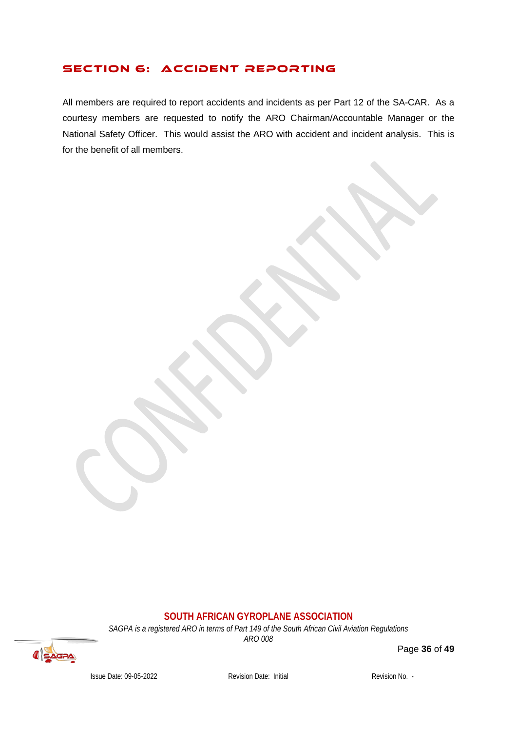# SECTION 6: ACCIDENT REPORTING

All members are required to report accidents and incidents as per Part 12 of the SA-CAR. As a courtesy members are requested to notify the ARO Chairman/Accountable Manager or the National Safety Officer. This would assist the ARO with accident and incident analysis. This is for the benefit of all members.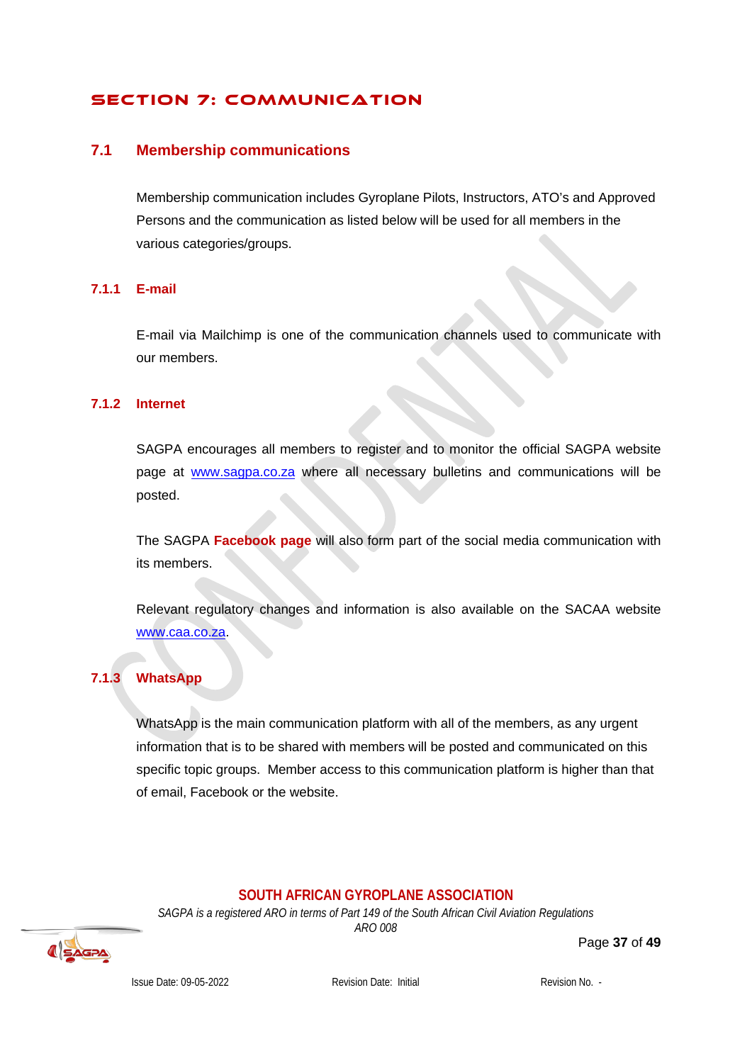# SECTION 7: COMMUNICATION

## 7.1 Membership communications

Membership communication includes Gyroplane Pilots, Instructors, ATO's and Approved Persons and the communication as listed below will be used for all members in the various categories/groups.

### 7.1.1 E-mail

E-mail via Mailchimp is one of the communication channels used to communicate with our members.

### 7.1.2 Internet

SAGPA encourages all members to register and to monitor the official SAGPA website page at www.sagpa.co.za where all necessary bulletins and communications will be posted.

The SAGPA **Facebook page** will also form part of the social media communication with its members.

Relevant regulatory changes and information is also available on the SACAA website www.caa.co.za.

### 7.1.3 WhatsApp

WhatsApp is the main communication platform with all of the members, as any urgent information that is to be shared with members will be posted and communicated on this specific topic groups. Member access to this communication platform is higher than that of email, Facebook or the website.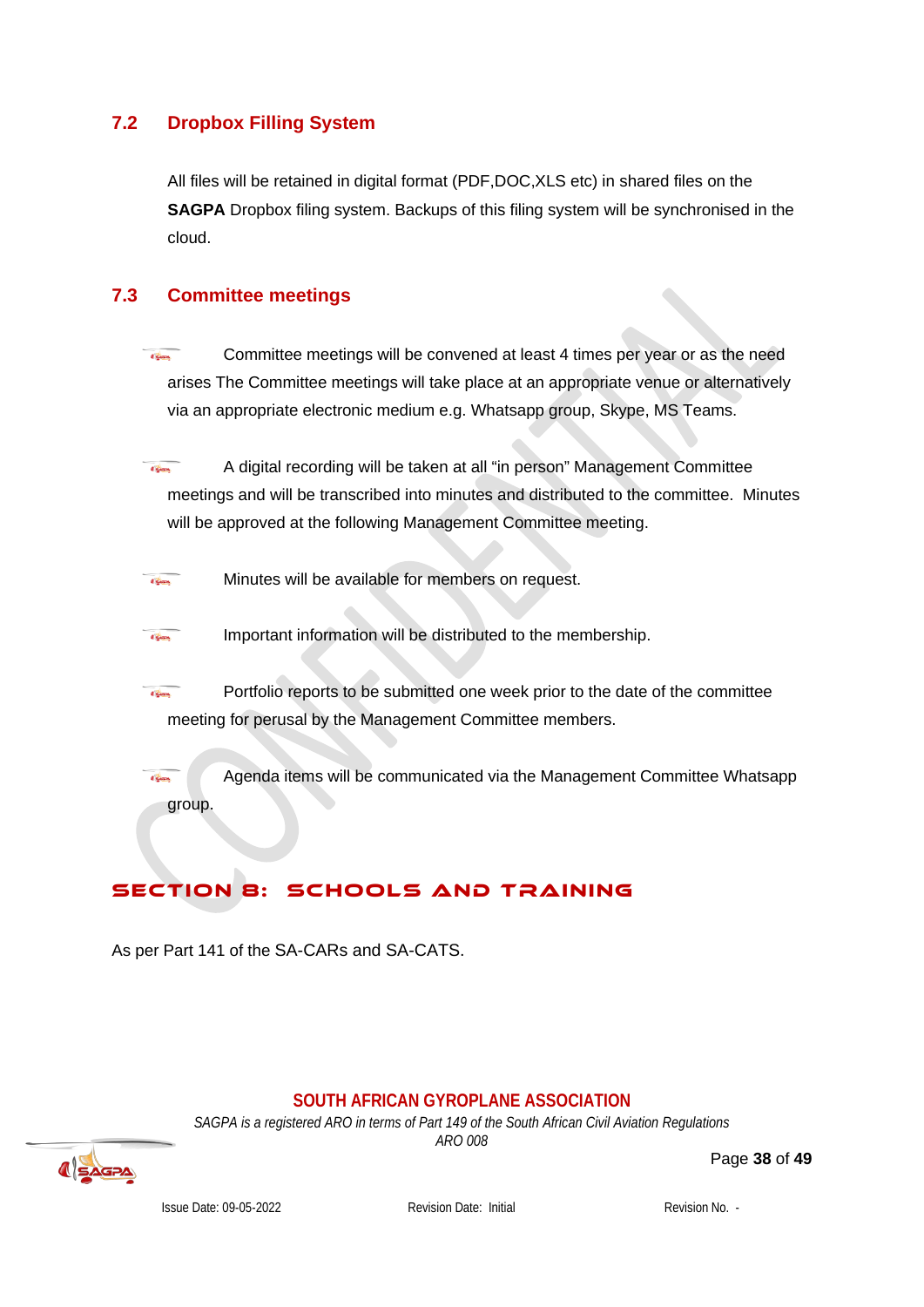## 7.2 Dropbox Filling System

All files will be retained in digital format (PDF,DOC,XLS etc) in shared files on the **SAGPA** Dropbox filing system. Backups of this filing system will be synchronised in the cloud.

## 7.3 Committee meetings

- Committee meetings will be convened at least 4 times per year or as the need arises The Committee meetings will take place at an appropriate venue or alternatively via an appropriate electronic medium e.g. Whatsapp group, Skype, MS Teams.

- A digital recording will be taken at all "in person" Management Committee meetings and will be transcribed into minutes and distributed to the committee. Minutes will be approved at the following Management Committee meeting.

- Minutes will be available for members on request.

- Important information will be distributed to the membership.

- Portfolio reports to be submitted one week prior to the date of the committee meeting for perusal by the Management Committee members.

- Agenda items will be communicated via the Management Committee Whatsapp group.

# SECTION 8: SCHOOLS AND TRAINING

As per Part 141 of the SA-CARs and SA-CATS.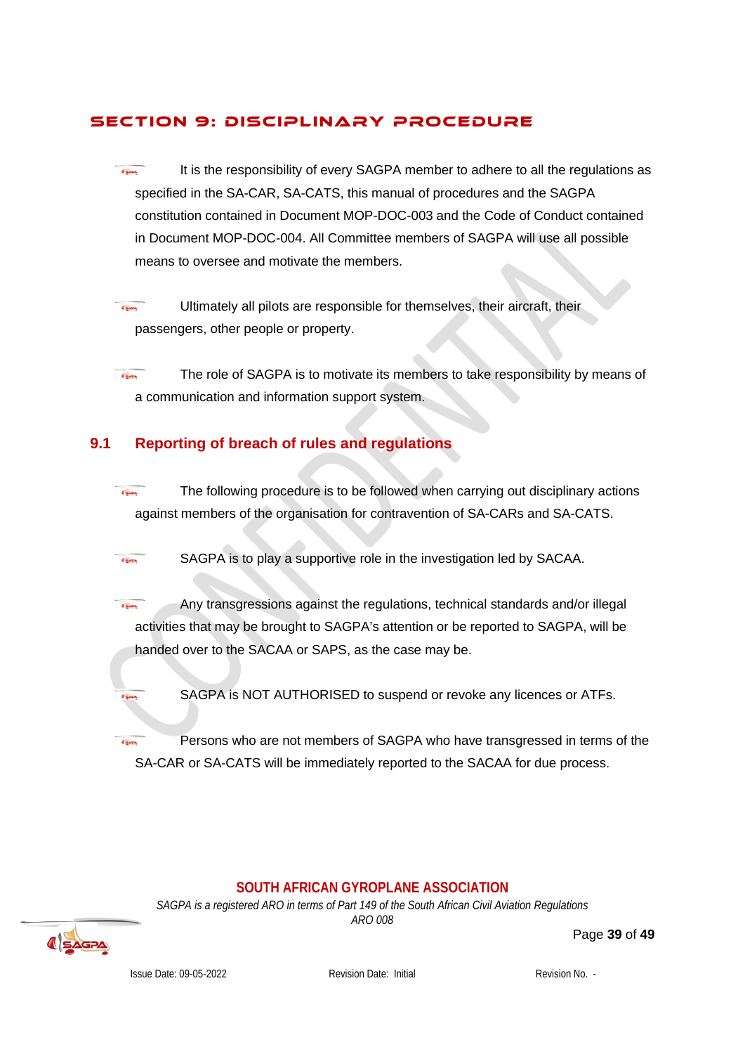# SECTION 9: DISCIPLINARY PROCEDURE

- It is the responsibility of every SAGPA member to adhere to all the regulations as specified in the SA-CAR, SA-CATS, this manual of procedures and the SAGPA constitution contained in Document MOP-DOC-003 and the Code of Conduct contained in Document MOP-DOC-004. All Committee members of SAGPA will use all possible means to oversee and motivate the members.

- Ultimately all pilots are responsible for themselves, their aircraft, their passengers, other people or property.

- The role of SAGPA is to motivate its members to take responsibility by means of a communication and information support system.

## 9.1 Reporting of breach of rules and regulations

- The following procedure is to be followed when carrying out disciplinary actions against members of the organisation for contravention of SA-CARs and SA-CATS.

- SAGPA is to play a supportive role in the investigation led by SACAA.

- Any transgressions against the regulations, technical standards and/or illegal activities that may be brought to SAGPA's attention or be reported to SAGPA, will be handed over to the SACAA or SAPS, as the case may be.

- SAGPA is NOT AUTHORISED to suspend or revoke any licences or ATFs.

- Persons who are not members of SAGPA who have transgressed in terms of the SA-CAR or SA-CATS will be immediately reported to the SACAA for due process.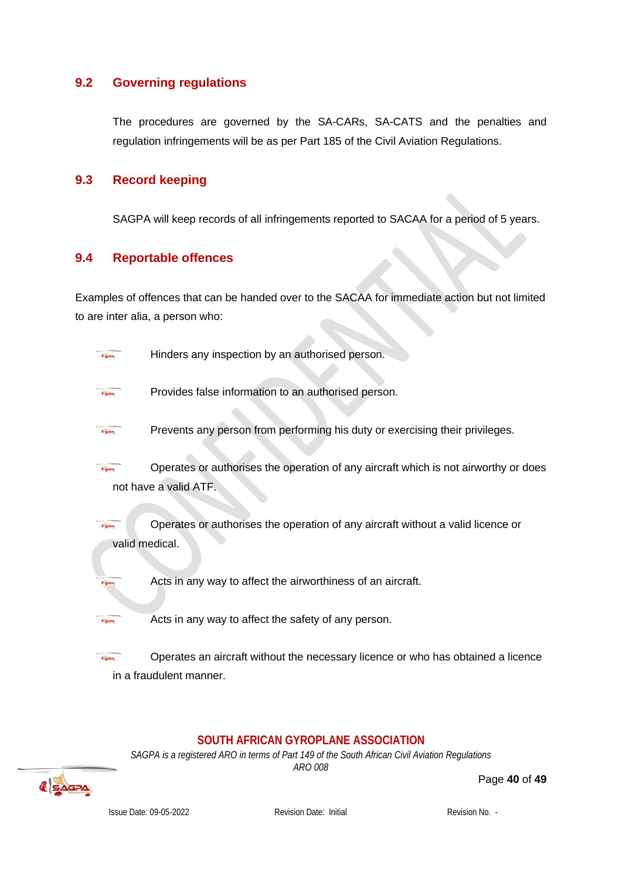## 9.2 Governing regulations

The procedures are governed by the SA-CARs, SA-CATS and the penalties and regulation infringements will be as per Part 185 of the Civil Aviation Regulations.

## 9.3 Record keeping

SAGPA will keep records of all infringements reported to SACAA for a period of 5 years.

## 9.4 Reportable offences

Examples of offences that can be handed over to the SACAA for immediate action but not limited to are inter alia, a person who:

- Hinders any inspection by an authorised person.
- Provides false information to an authorised person.
- Prevents any person from performing his duty or exercising their privileges.
- Operates or authorises the operation of any aircraft which is not airworthy or does not have a valid ATF.
- Operates or authorises the operation of any aircraft without a valid licence or valid medical.
- Acts in any way to affect the airworthiness of an aircraft.
- Acts in any way to affect the safety of any person.
- Operates an aircraft without the necessary licence or who has obtained a licence in a fraudulent manner.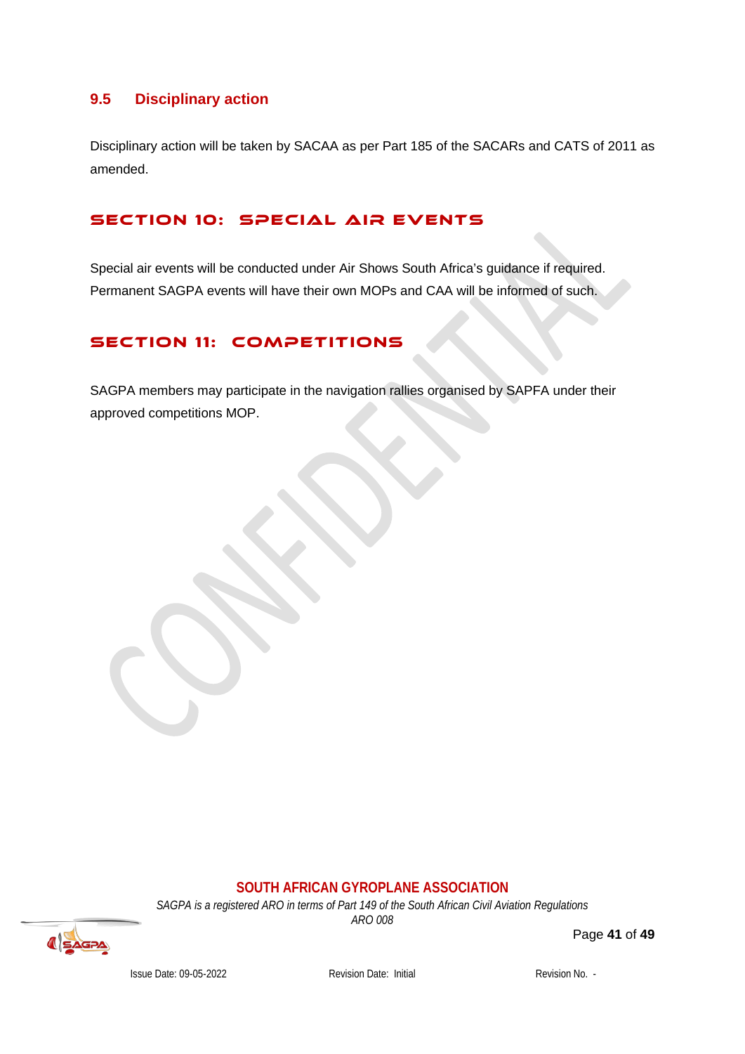### 9.5 Disciplinary action

Disciplinary action will be taken by SACAA as per Part 185 of the SACARs and CATS of 2011 as amended.

## SECTION 10: SPECIAL AIR EVENTS

Special air events will be conducted under Air Shows South Africa's guidance if required. Permanent SAGPA events will have their own MOPs and CAA will be informed of such.

## SECTION 11: COMPETITIONS

SAGPA members may participate in the navigation rallies organised by SAPFA under their approved competitions MOP.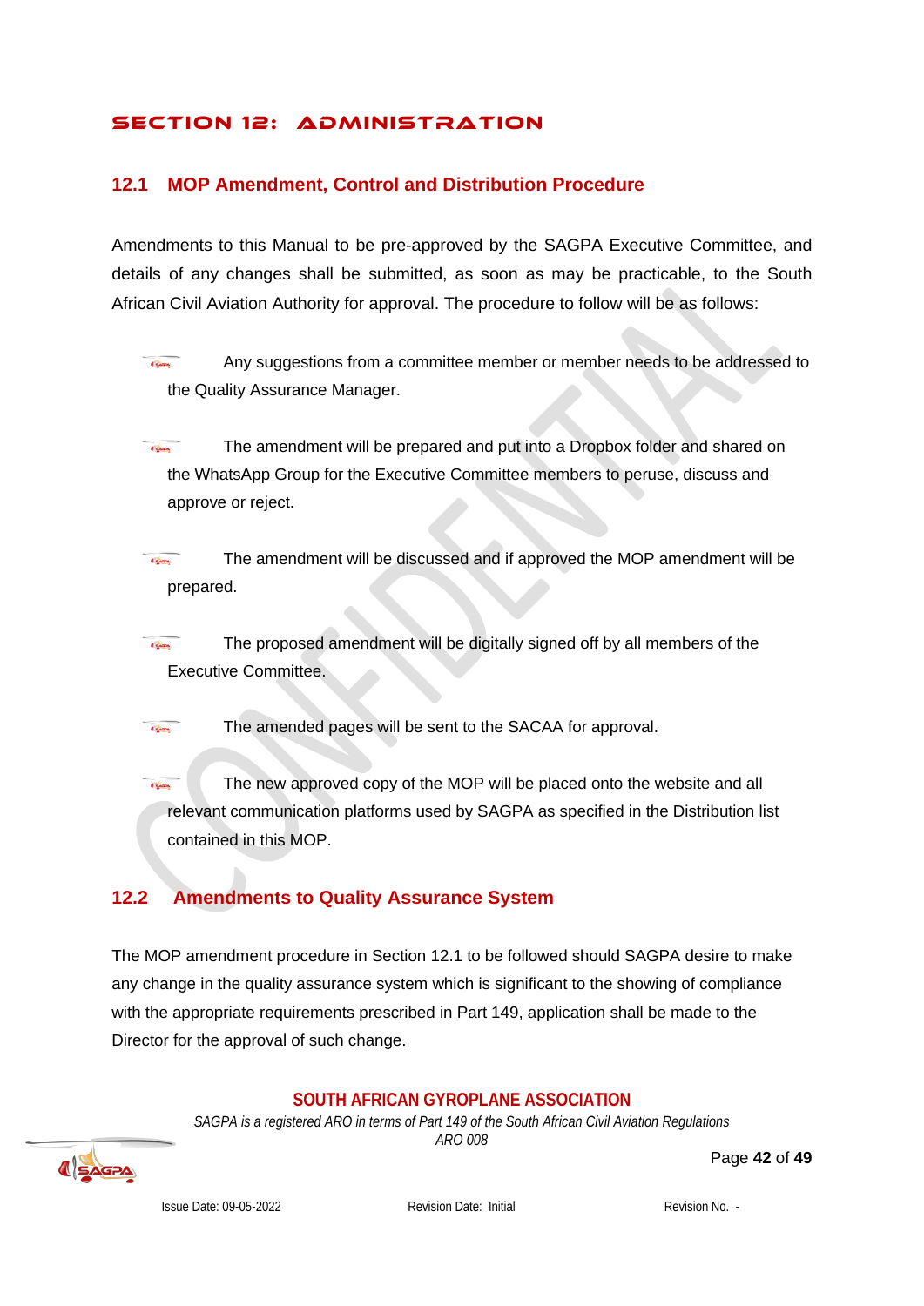# SECTION 12: ADMINISTRATION

## 12.1 MOP Amendment, Control and Distribution Procedure

Amendments to this Manual to be pre-approved by the SAGPA Executive Committee, and details of any changes shall be submitted, as soon as may be practicable, to the South African Civil Aviation Authority for approval. The procedure to follow will be as follows:

- Any suggestions from a committee member or member needs to be addressed to the Quality Assurance Manager.
- The amendment will be prepared and put into a Dropbox folder and shared on the WhatsApp Group for the Executive Committee members to peruse, discuss and approve or reject.
- The amendment will be discussed and if approved the MOP amendment will be prepared.
- The proposed amendment will be digitally signed off by all members of the Executive Committee.
- The amended pages will be sent to the SACAA for approval.
- The new approved copy of the MOP will be placed onto the website and all relevant communication platforms used by SAGPA as specified in the Distribution list contained in this MOP.

## 12.2 Amendments to Quality Assurance System

The MOP amendment procedure in Section 12.1 to be followed should SAGPA desire to make any change in the quality assurance system which is significant to the showing of compliance with the appropriate requirements prescribed in Part 149, application shall be made to the Director for the approval of such change.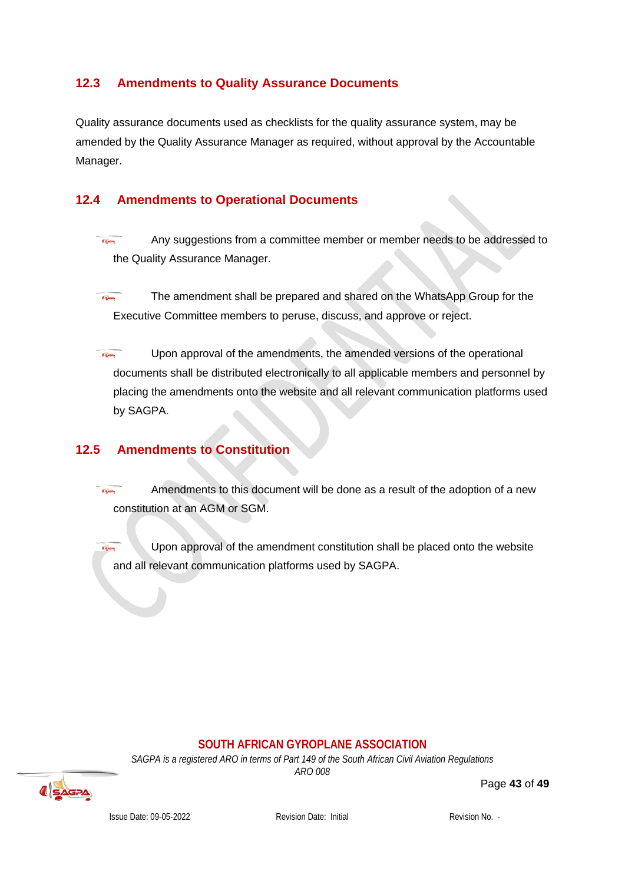### 12.3 Amendments to Quality Assurance Documents

Quality assurance documents used as checklists for the quality assurance system, may be amended by the Quality Assurance Manager as required, without approval by the Accountable Manager.

### 12.4 Amendments to Operational Documents

- Any suggestions from a committee member or member needs to be addressed to the Quality Assurance Manager.
- The amendment shall be prepared and shared on the WhatsApp Group for the Executive Committee members to peruse, discuss, and approve or reject.
- Upon approval of the amendments, the amended versions of the operational documents shall be distributed electronically to all applicable members and personnel by placing the amendments onto the website and all relevant communication platforms used by SAGPA.

### 12.5 Amendments to Constitution

- Amendments to this document will be done as a result of the adoption of a new constitution at an AGM or SGM.
- Upon approval of the amendment constitution shall be placed onto the website and all relevant communication platforms used by SAGPA.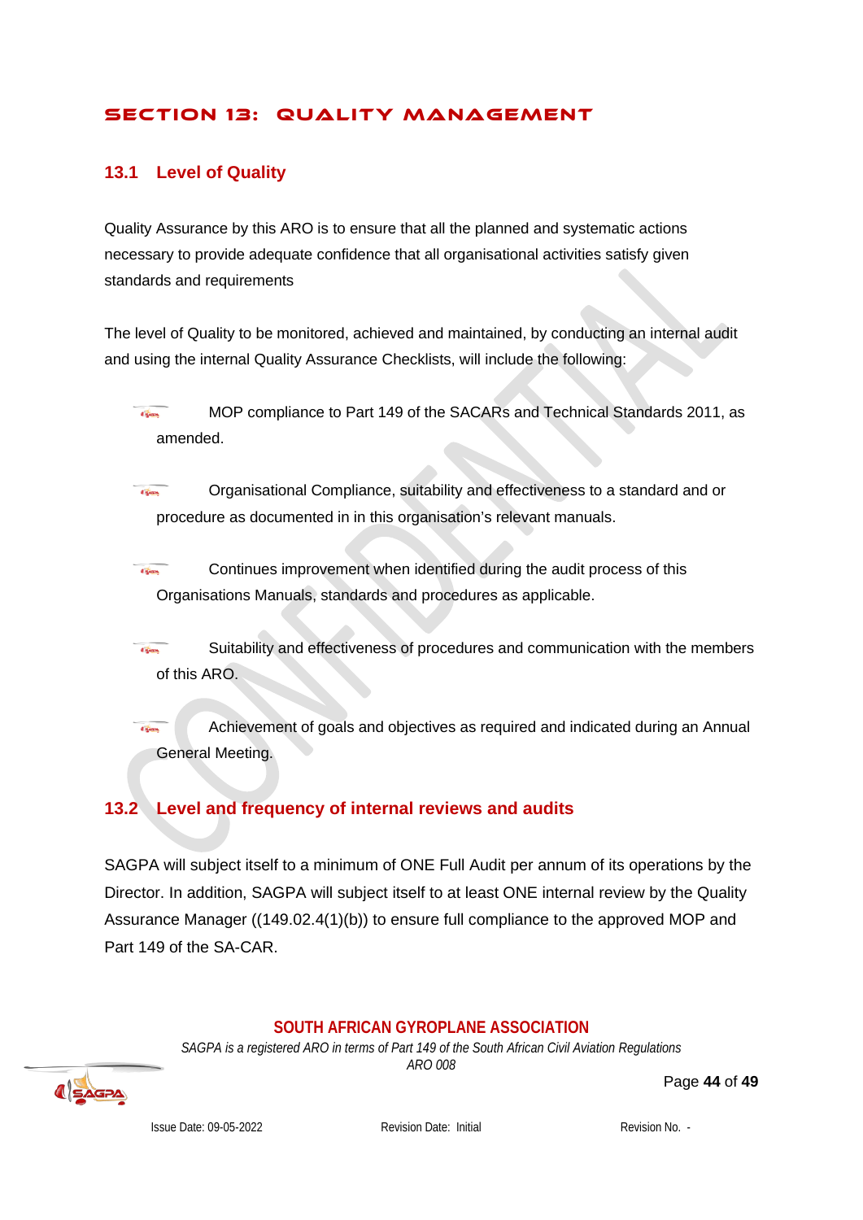# SECTION 13: QUALITY MANAGEMENT

## 13.1 Level of Quality

Quality Assurance by this ARO is to ensure that all the planned and systematic actions necessary to provide adequate confidence that all organisational activities satisfy given standards and requirements

The level of Quality to be monitored, achieved and maintained, by conducting an internal audit and using the internal Quality Assurance Checklists, will include the following:

- MOP compliance to Part 149 of the SACARs and Technical Standards 2011, as amended.
- Organisational Compliance, suitability and effectiveness to a standard and or procedure as documented in in this organisation's relevant manuals.
- Continues improvement when identified during the audit process of this Organisations Manuals, standards and procedures as applicable.
- Suitability and effectiveness of procedures and communication with the members of this ARO.
- Achievement of goals and objectives as required and indicated during an Annual General Meeting.

## 13.2 Level and frequency of internal reviews and audits

SAGPA will subject itself to a minimum of ONE Full Audit per annum of its operations by the Director. In addition, SAGPA will subject itself to at least ONE internal review by the Quality Assurance Manager ((149.02.4(1)(b)) to ensure full compliance to the approved MOP and Part 149 of the SA-CAR.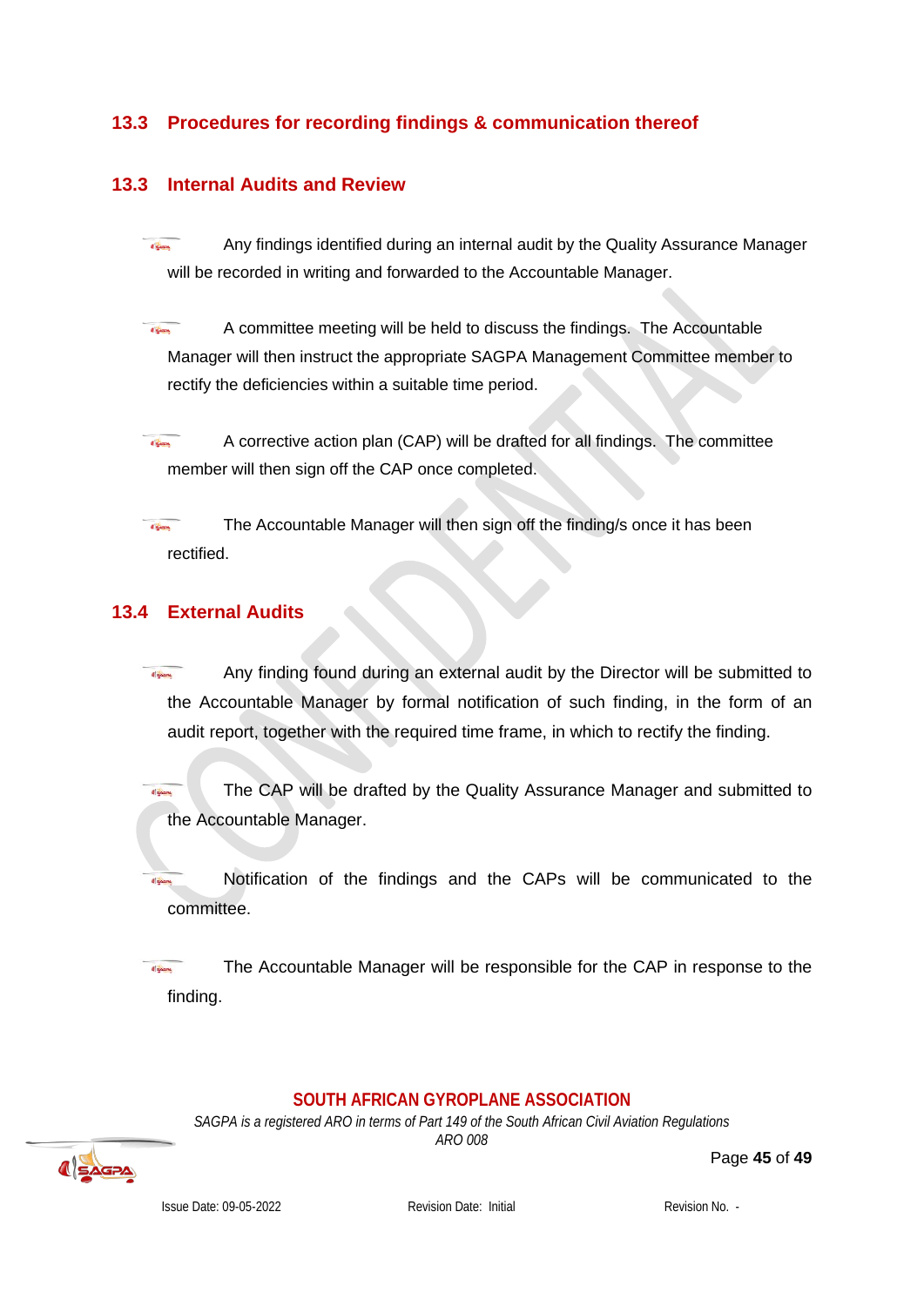## 13.3 Procedures for recording findings & communication thereof

## 13.3 Internal Audits and Review

- Any findings identified during an internal audit by the Quality Assurance Manager will be recorded in writing and forwarded to the Accountable Manager.
- A committee meeting will be held to discuss the findings. The Accountable Manager will then instruct the appropriate SAGPA Management Committee member to rectify the deficiencies within a suitable time period.
- A corrective action plan (CAP) will be drafted for all findings. The committee member will then sign off the CAP once completed.
- The Accountable Manager will then sign off the finding/s once it has been rectified.

## 13.4 External Audits

- Any finding found during an external audit by the Director will be submitted to the Accountable Manager by formal notification of such finding, in the form of an audit report, together with the required time frame, in which to rectify the finding.
- The CAP will be drafted by the Quality Assurance Manager and submitted to the Accountable Manager.
- Notification of the findings and the CAPs will be communicated to the committee.
- The Accountable Manager will be responsible for the CAP in response to the finding.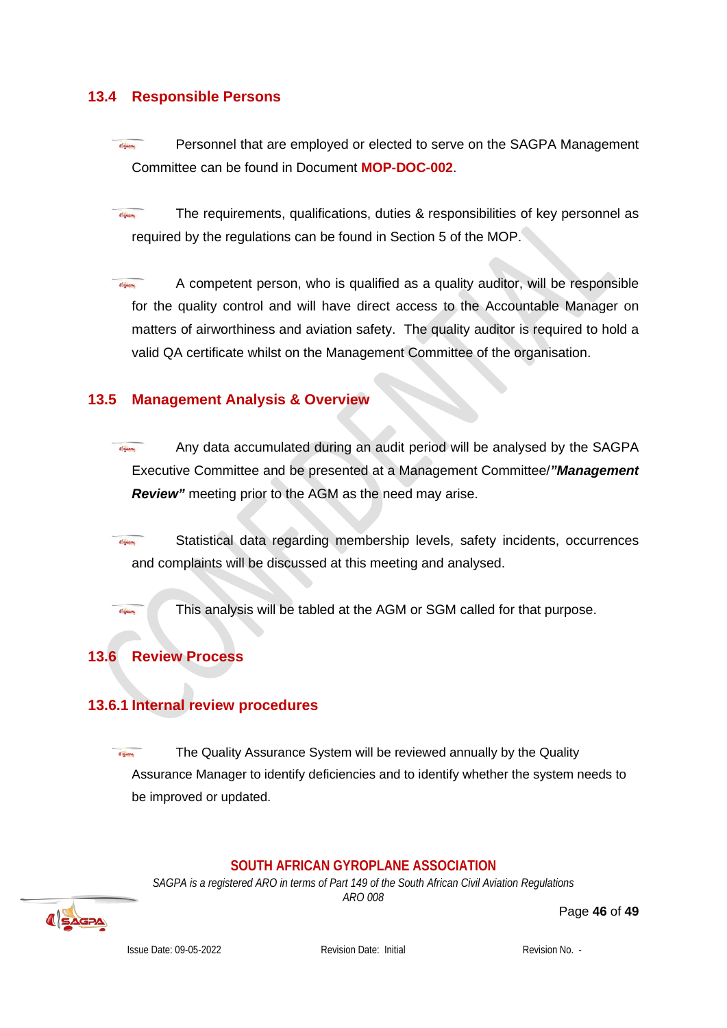## 13.4 Responsible Persons

- Personnel that are employed or elected to serve on the SAGPA Management Committee can be found in Document **MOP-DOC-002**.

- The requirements, qualifications, duties & responsibilities of key personnel as required by the regulations can be found in Section 5 of the MOP.

- A competent person, who is qualified as a quality auditor, will be responsible for the quality control and will have direct access to the Accountable Manager on matters of airworthiness and aviation safety. The quality auditor is required to hold a valid QA certificate whilst on the Management Committee of the organisation.

## 13.5 Management Analysis & Overview

- Any data accumulated during an audit period will be analysed by the SAGPA Executive Committee and be presented at a Management Committee/***"Management Review"*** meeting prior to the AGM as the need may arise.

- Statistical data regarding membership levels, safety incidents, occurrences and complaints will be discussed at this meeting and analysed.

- This analysis will be tabled at the AGM or SGM called for that purpose.

## 13.6 Review Process

### 13.6.1 Internal review procedures

- The Quality Assurance System will be reviewed annually by the Quality Assurance Manager to identify deficiencies and to identify whether the system needs to be improved or updated.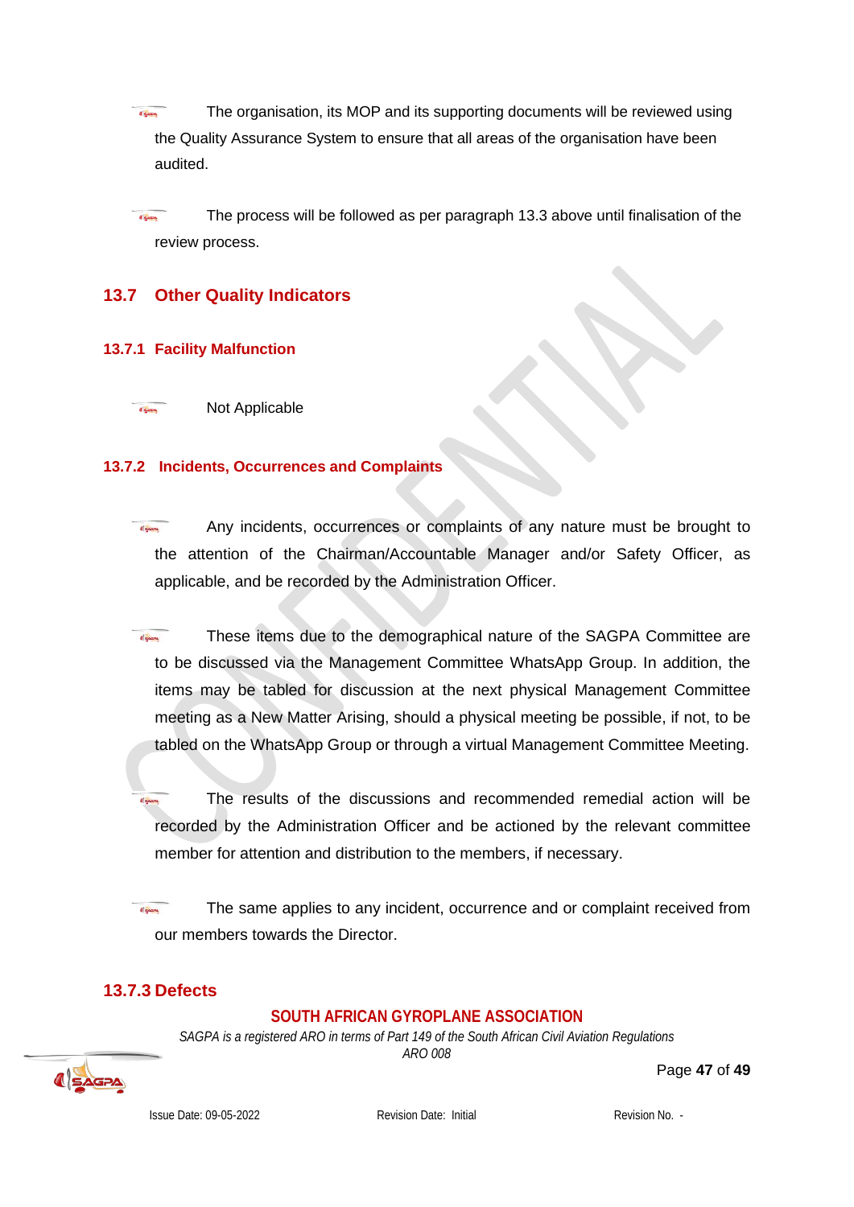- The organisation, its MOP and its supporting documents will be reviewed using the Quality Assurance System to ensure that all areas of the organisation have been audited.

- The process will be followed as per paragraph 13.3 above until finalisation of the review process.

## 13.7 Other Quality Indicators

### 13.7.1 Facility Malfunction

- Not Applicable

### 13.7.2 Incidents, Occurrences and Complaints

- Any incidents, occurrences or complaints of any nature must be brought to the attention of the Chairman/Accountable Manager and/or Safety Officer, as applicable, and be recorded by the Administration Officer.

- These items due to the demographical nature of the SAGPA Committee are to be discussed via the Management Committee WhatsApp Group. In addition, the items may be tabled for discussion at the next physical Management Committee meeting as a New Matter Arising, should a physical meeting be possible, if not, to be tabled on the WhatsApp Group or through a virtual Management Committee Meeting.

- The results of the discussions and recommended remedial action will be recorded by the Administration Officer and be actioned by the relevant committee member for attention and distribution to the members, if necessary.

- The same applies to any incident, occurrence and or complaint received from our members towards the Director.

### 13.7.3 Defects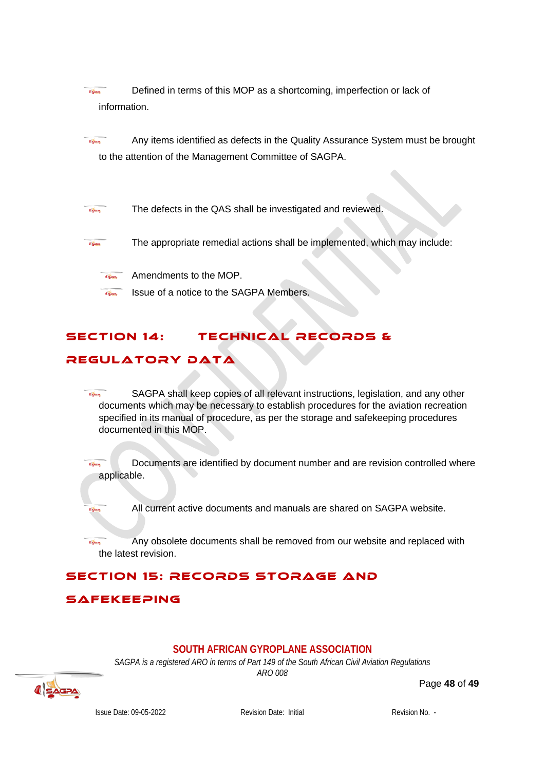- Defined in terms of this MOP as a shortcoming, imperfection or lack of information.

- Any items identified as defects in the Quality Assurance System must be brought to the attention of the Management Committee of SAGPA.

- The defects in the QAS shall be investigated and reviewed.

- The appropriate remedial actions shall be implemented, which may include:
  - Amendments to the MOP.
  - Issue of a notice to the SAGPA Members.

## SECTION 14: TECHNICAL RECORDS & REGULATORY DATA

- SAGPA shall keep copies of all relevant instructions, legislation, and any other documents which may be necessary to establish procedures for the aviation recreation specified in its manual of procedure, as per the storage and safekeeping procedures documented in this MOP.

- Documents are identified by document number and are revision controlled where applicable.

- All current active documents and manuals are shared on SAGPA website.

- Any obsolete documents shall be removed from our website and replaced with the latest revision.

## SECTION 15: RECORDS STORAGE AND SAFEKEEPING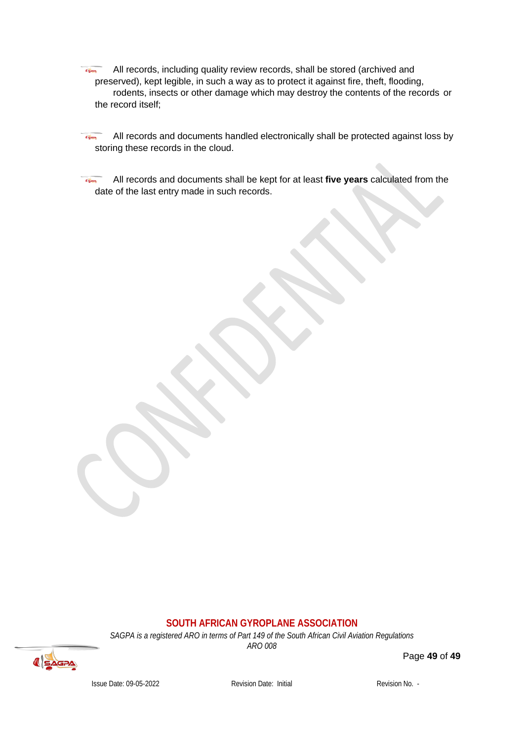- All records, including quality review records, shall be stored (archived and preserved), kept legible, in such a way as to protect it against fire, theft, flooding, rodents, insects or other damage which may destroy the contents of the records or the record itself;

- All records and documents handled electronically shall be protected against loss by storing these records in the cloud.

- All records and documents shall be kept for at least **five years** calculated from the date of the last entry made in such records.